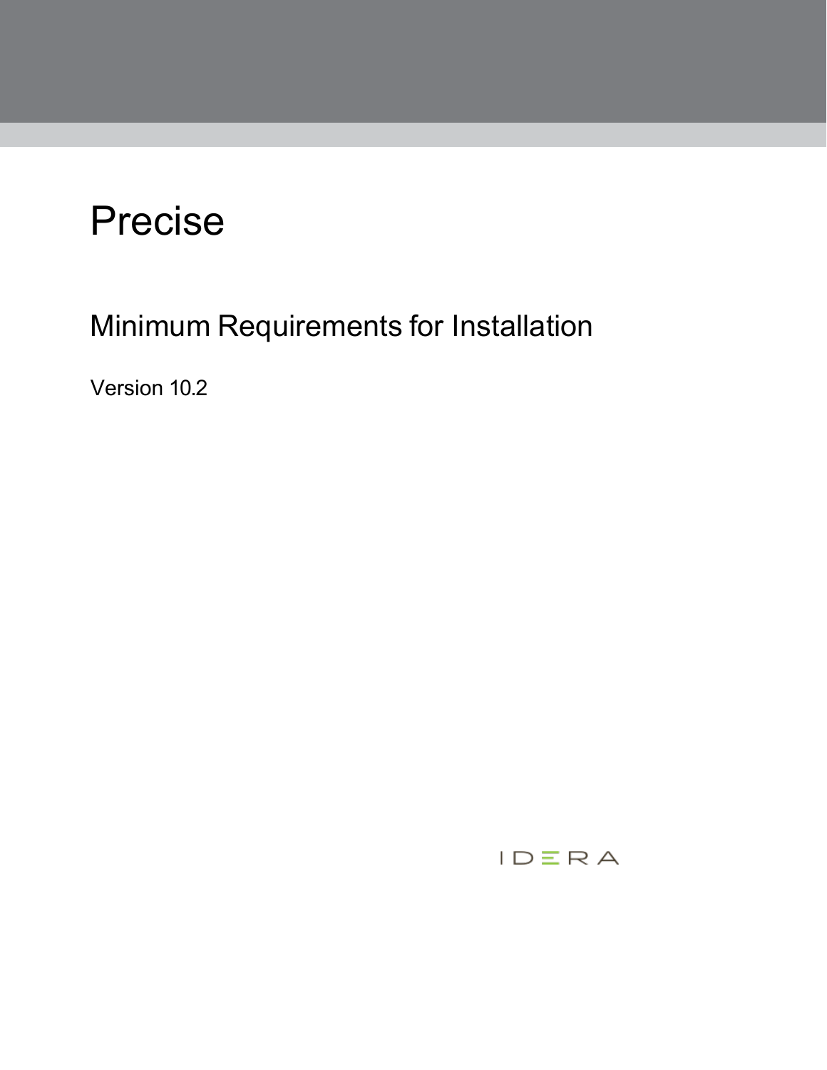# Precise

## Minimum Requirements for Installation

Version 10.2

IDERA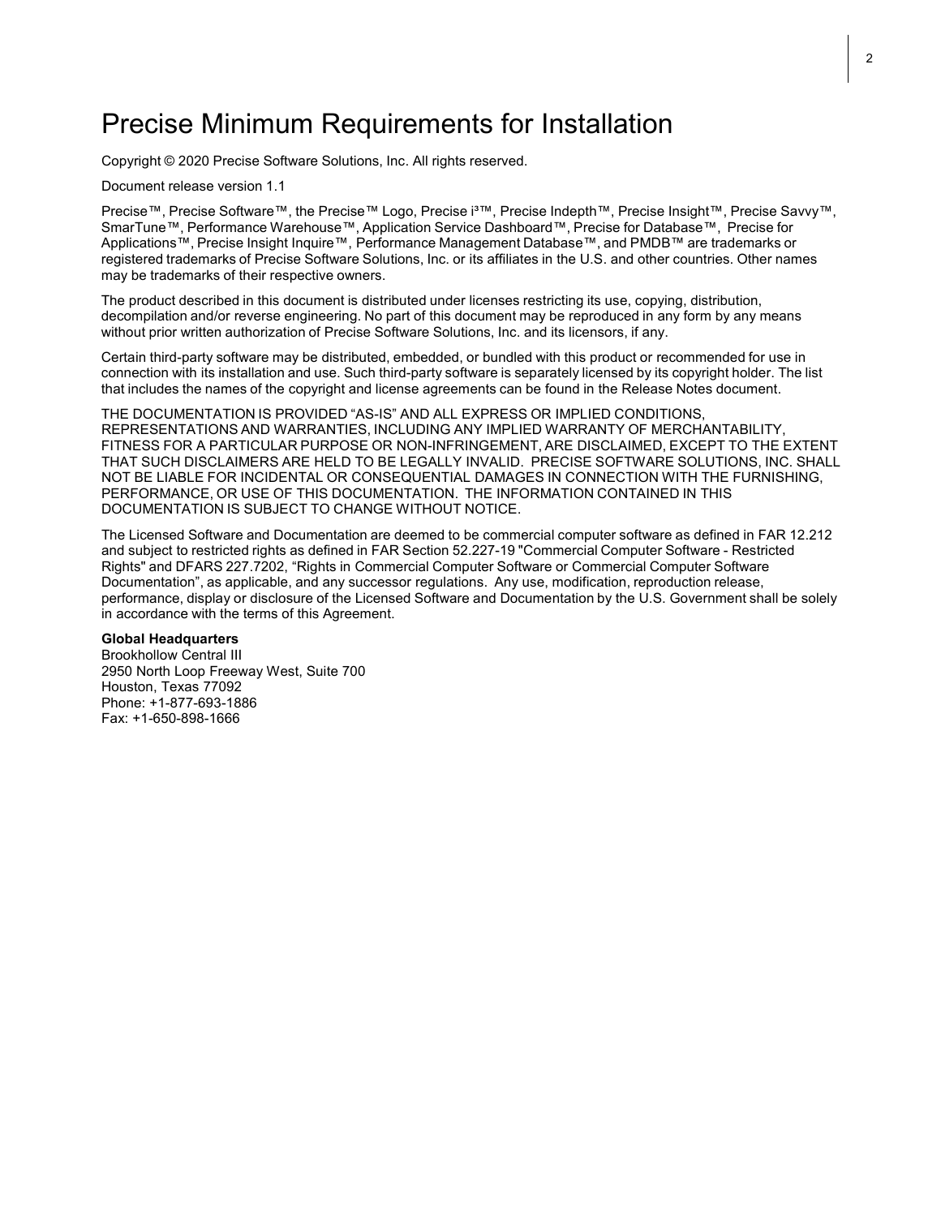# Precise Minimum Requirements for Installation

Copyright © 2020 Precise Software Solutions, Inc. All rights reserved.

Document release version 1.1

Precise™, Precise Software™, the Precise™ Logo, Precise i³™, Precise Indepth™, Precise Insight™, Precise Savvy™, SmarTune™, Performance Warehouse™, Application Service Dashboard™, Precise for Database™, Precise for Applications™, Precise Insight Inquire™, Performance Management Database™, and PMDB™ are trademarks or registered trademarks of Precise Software Solutions, Inc. or its affiliates in the U.S. and other countries. Other names may be trademarks of their respective owners.

The product described in this document is distributed under licenses restricting its use, copying, distribution, decompilation and/or reverse engineering. No part of this document may be reproduced in any form by any means without prior written authorization of Precise Software Solutions, Inc. and its licensors, if any.

Certain third-party software may be distributed, embedded, or bundled with this product or recommended for use in connection with its installation and use. Such third-party software is separately licensed by its copyright holder. The list that includes the names of the copyright and license agreements can be found in the Release Notes document.

THE DOCUMENTATION IS PROVIDED "AS-IS" AND ALL EXPRESS OR IMPLIED CONDITIONS, REPRESENTATIONS AND WARRANTIES, INCLUDING ANY IMPLIED WARRANTY OF MERCHANTABILITY, FITNESS FOR A PARTICULAR PURPOSE OR NON-INFRINGEMENT, ARE DISCLAIMED, EXCEPT TO THE EXTENT THAT SUCH DISCLAIMERS ARE HELD TO BE LEGALLY INVALID. PRECISE SOFTWARE SOLUTIONS, INC. SHALL NOT BE LIABLE FOR INCIDENTAL OR CONSEQUENTIAL DAMAGES IN CONNECTION WITH THE FURNISHING, PERFORMANCE, OR USE OF THIS DOCUMENTATION. THE INFORMATION CONTAINED IN THIS DOCUMENTATION IS SUBJECT TO CHANGE WITHOUT NOTICE.

The Licensed Software and Documentation are deemed to be commercial computer software as defined in FAR 12.212 and subject to restricted rights as defined in FAR Section 52.227-19 "Commercial Computer Software - Restricted Rights" and DFARS 227.7202, "Rights in Commercial Computer Software or Commercial Computer Software Documentation", as applicable, and any successor regulations. Any use, modification, reproduction release, performance, display or disclosure of the Licensed Software and Documentation by the U.S. Government shall be solely in accordance with the terms of this Agreement.

**Global Headquarters**
Brookhollow Central III
2950 North Loop Freeway West, Suite 700
Houston, Texas 77092
Phone: +1-877-693-1886
Fax: +1-650-898-1666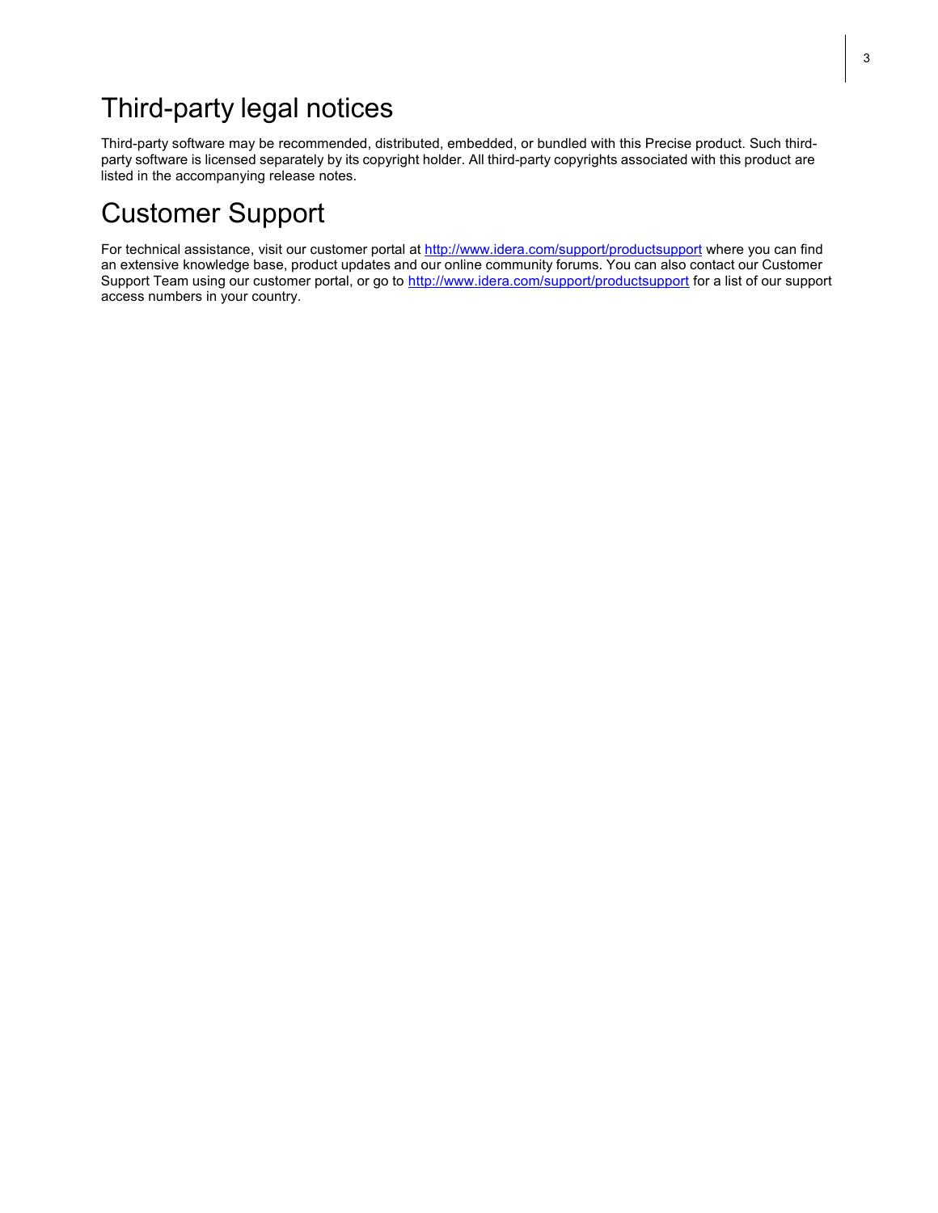# Third-party legal notices

Third-party software may be recommended, distributed, embedded, or bundled with this Precise product. Such third-party software is licensed separately by its copyright holder. All third-party copyrights associated with this product are listed in the accompanying release notes.

# Customer Support

For technical assistance, visit our customer portal at [http://www.idera.com/support/productsupport](http://www.idera.com/support/productsupport) where you can find an extensive knowledge base, product updates and our online community forums. You can also contact our Customer Support Team using our customer portal, or go to [http://www.idera.com/support/productsupport](http://www.idera.com/support/productsupport) for a list of our support access numbers in your country.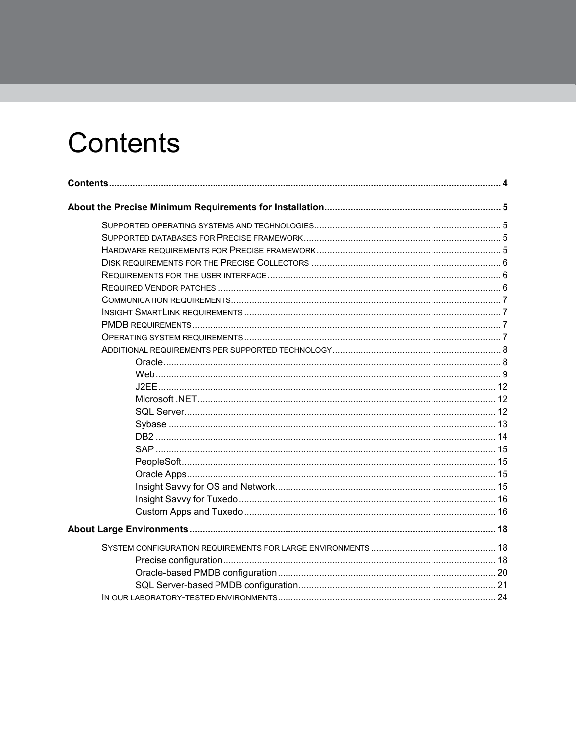# Contents

**Contents** ........................................................................................................................................ 4

**About the Precise Minimum Requirements for Installation** ................................................................... 5

- SUPPORTED OPERATING SYSTEMS AND TECHNOLOGIES ....................................................................... 5
- SUPPORTED DATABASES FOR PRECISE FRAMEWORK ........................................................................... 5
- HARDWARE REQUIREMENTS FOR PRECISE FRAMEWORK ...................................................................... 5
- DISK REQUIREMENTS FOR THE PRECISE COLLECTORS ........................................................................ 6
- REQUIREMENTS FOR THE USER INTERFACE ......................................................................................... 6
- REQUIRED VENDOR PATCHES ........................................................................................................... 6
- COMMUNICATION REQUIREMENTS ...................................................................................................... 7
- INSIGHT SMARTLINK REQUIREMENTS ................................................................................................. 7
- PMDB REQUIREMENTS ..................................................................................................................... 7
- OPERATING SYSTEM REQUIREMENTS .................................................................................................. 7
- ADDITIONAL REQUIREMENTS PER SUPPORTED TECHNOLOGY ................................................................ 8
  - Oracle ................................................................................................................................ 8
  - Web .................................................................................................................................. 9
  - J2EE ................................................................................................................................ 12
  - Microsoft .NET ................................................................................................................. 12
  - SQL Server ...................................................................................................................... 12
  - Sybase ............................................................................................................................ 13
  - DB2 ................................................................................................................................. 14
  - SAP ................................................................................................................................. 15
  - PeopleSoft ....................................................................................................................... 15
  - Oracle Apps ..................................................................................................................... 15
  - Insight Savvy for OS and Network .................................................................................... 15
  - Insight Savvy for Tuxedo .................................................................................................. 16
  - Custom Apps and Tuxedo ................................................................................................ 16

**About Large Environments** .................................................................................................................... 18

- SYSTEM CONFIGURATION REQUIREMENTS FOR LARGE ENVIRONMENTS ............................................... 18
  - Precise configuration ........................................................................................................ 18
  - Oracle-based PMDB configuration ................................................................................... 20
  - SQL Server-based PMDB configuration ........................................................................... 21
- IN OUR LABORATORY-TESTED ENVIRONMENTS ................................................................................... 24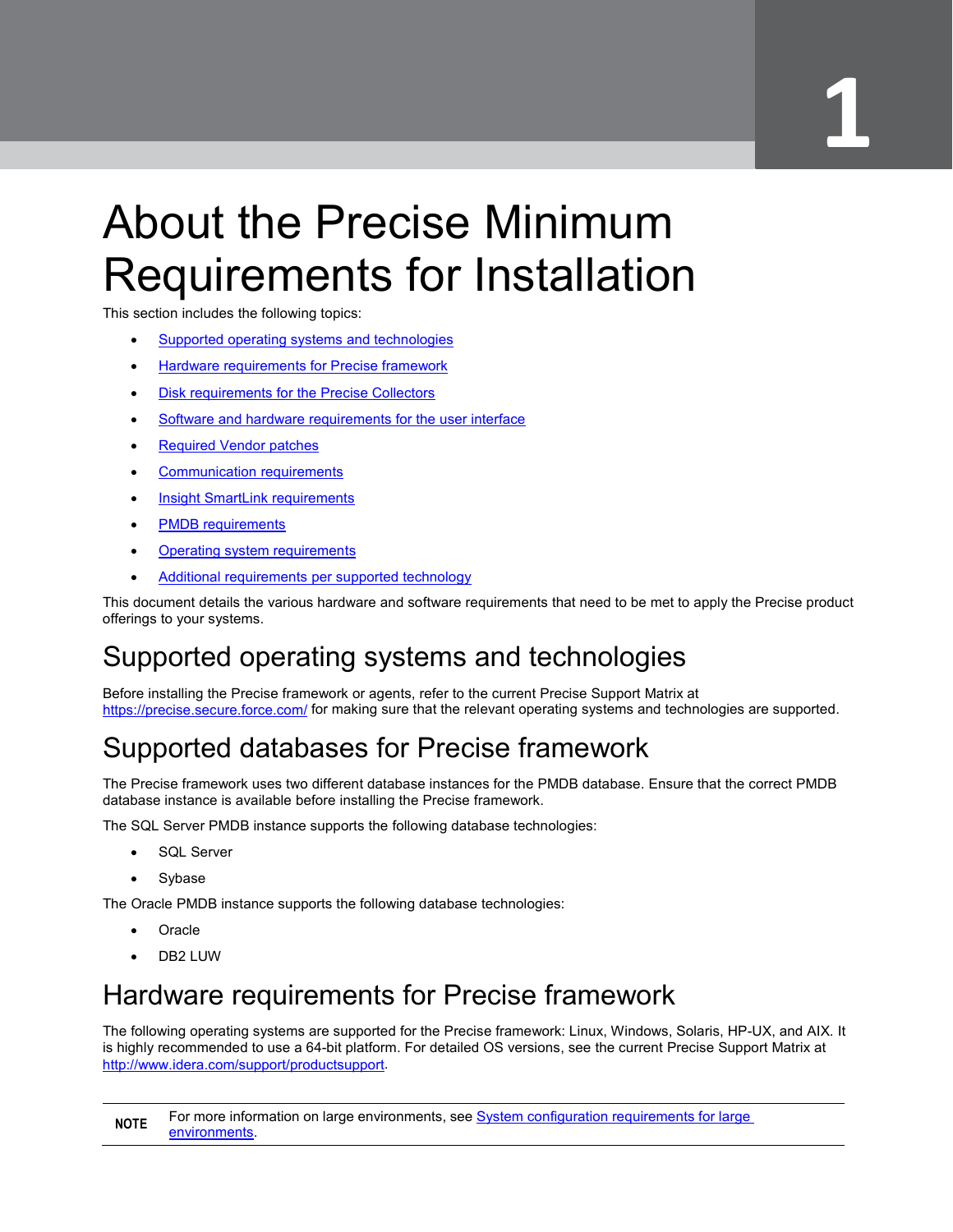# About the Precise Minimum Requirements for Installation

This section includes the following topics:

- [Supported operating systems and technologies](#)
- [Hardware requirements for Precise framework](#)
- [Disk requirements for the Precise Collectors](#)
- [Software and hardware requirements for the user interface](#)
- [Required Vendor patches](#)
- [Communication requirements](#)
- [Insight SmartLink requirements](#)
- [PMDB requirements](#)
- [Operating system requirements](#)
- [Additional requirements per supported technology](#)

This document details the various hardware and software requirements that need to be met to apply the Precise product offerings to your systems.

## Supported operating systems and technologies

Before installing the Precise framework or agents, refer to the current Precise Support Matrix at [https://precise.secure.force.com/](https://precise.secure.force.com/) for making sure that the relevant operating systems and technologies are supported.

## Supported databases for Precise framework

The Precise framework uses two different database instances for the PMDB database. Ensure that the correct PMDB database instance is available before installing the Precise framework.

The SQL Server PMDB instance supports the following database technologies:

- SQL Server
- Sybase

The Oracle PMDB instance supports the following database technologies:

- Oracle
- DB2 LUW

## Hardware requirements for Precise framework

The following operating systems are supported for the Precise framework: Linux, Windows, Solaris, HP-UX, and AIX. It is highly recommended to use a 64-bit platform. For detailed OS versions, see the current Precise Support Matrix at [http://www.idera.com/support/productsupport](http://www.idera.com/support/productsupport).

**NOTE** For more information on large environments, see [System configuration requirements for large environments](#).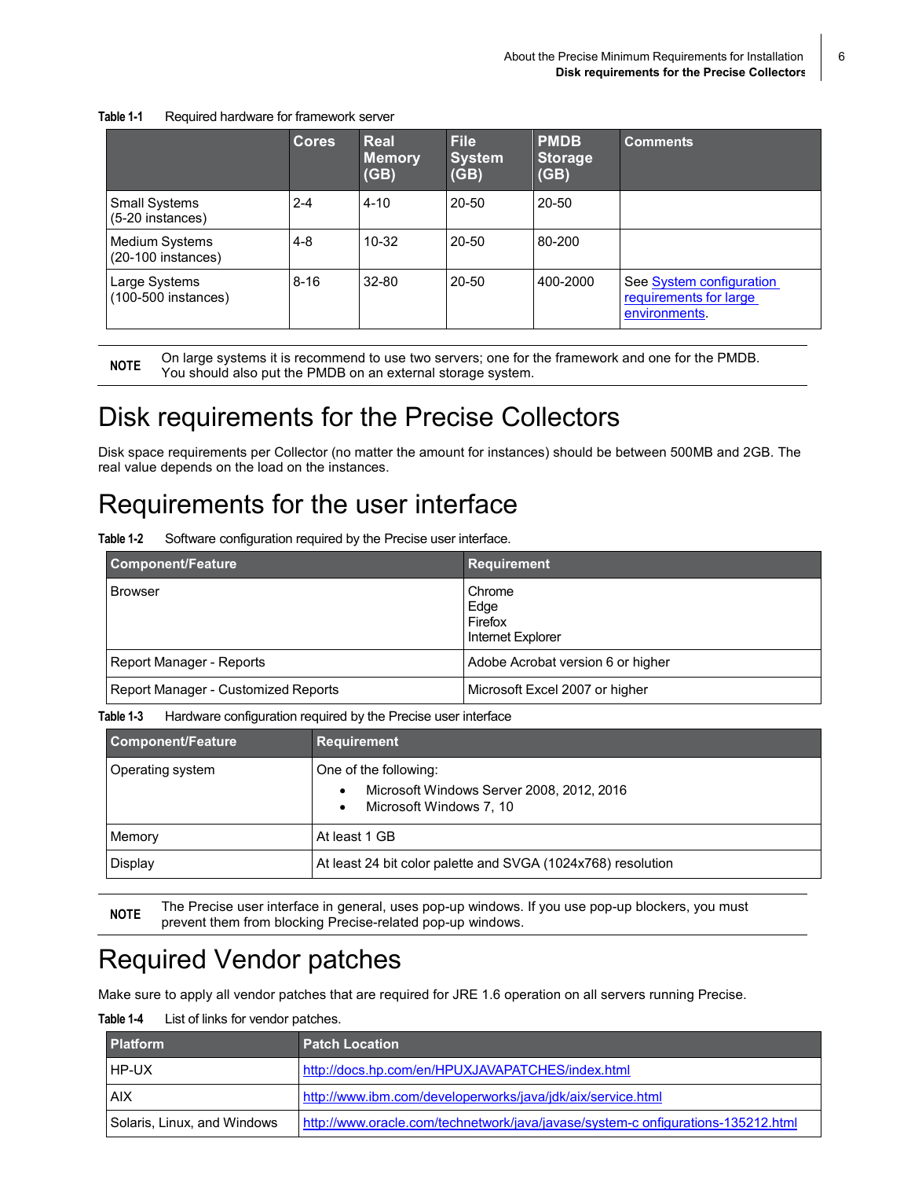**Table 1-1** Required hardware for framework server

| | Cores | Real Memory (GB) | File System (GB) | PMDB Storage (GB) | Comments |
|---|---|---|---|---|---|
| Small Systems (5-20 instances) | 2-4 | 4-10 | 20-50 | 20-50 | |
| Medium Systems (20-100 instances) | 4-8 | 10-32 | 20-50 | 80-200 | |
| Large Systems (100-500 instances) | 8-16 | 32-80 | 20-50 | 400-2000 | See System configuration requirements for large environments. |

**NOTE** On large systems it is recommend to use two servers; one for the framework and one for the PMDB. You should also put the PMDB on an external storage system.

# Disk requirements for the Precise Collectors

Disk space requirements per Collector (no matter the amount for instances) should be between 500MB and 2GB. The real value depends on the load on the instances.

# Requirements for the user interface

**Table 1-2** Software configuration required by the Precise user interface.

| Component/Feature | Requirement |
|---|---|
| Browser | Chrome<br>Edge<br>Firefox<br>Internet Explorer |
| Report Manager - Reports | Adobe Acrobat version 6 or higher |
| Report Manager - Customized Reports | Microsoft Excel 2007 or higher |

**Table 1-3** Hardware configuration required by the Precise user interface

| Component/Feature | Requirement |
|---|---|
| Operating system | One of the following:<br>• Microsoft Windows Server 2008, 2012, 2016<br>• Microsoft Windows 7, 10 |
| Memory | At least 1 GB |
| Display | At least 24 bit color palette and SVGA (1024x768) resolution |

**NOTE** The Precise user interface in general, uses pop-up windows. If you use pop-up blockers, you must prevent them from blocking Precise-related pop-up windows.

# Required Vendor patches

Make sure to apply all vendor patches that are required for JRE 1.6 operation on all servers running Precise.

**Table 1-4** List of links for vendor patches.

| Platform | Patch Location |
|---|---|
| HP-UX | http://docs.hp.com/en/HPUXJAVAPATCHES/index.html |
| AIX | http://www.ibm.com/developerworks/java/jdk/aix/service.html |
| Solaris, Linux, and Windows | http://www.oracle.com/technetwork/java/javase/system-c onfigurations-135212.html |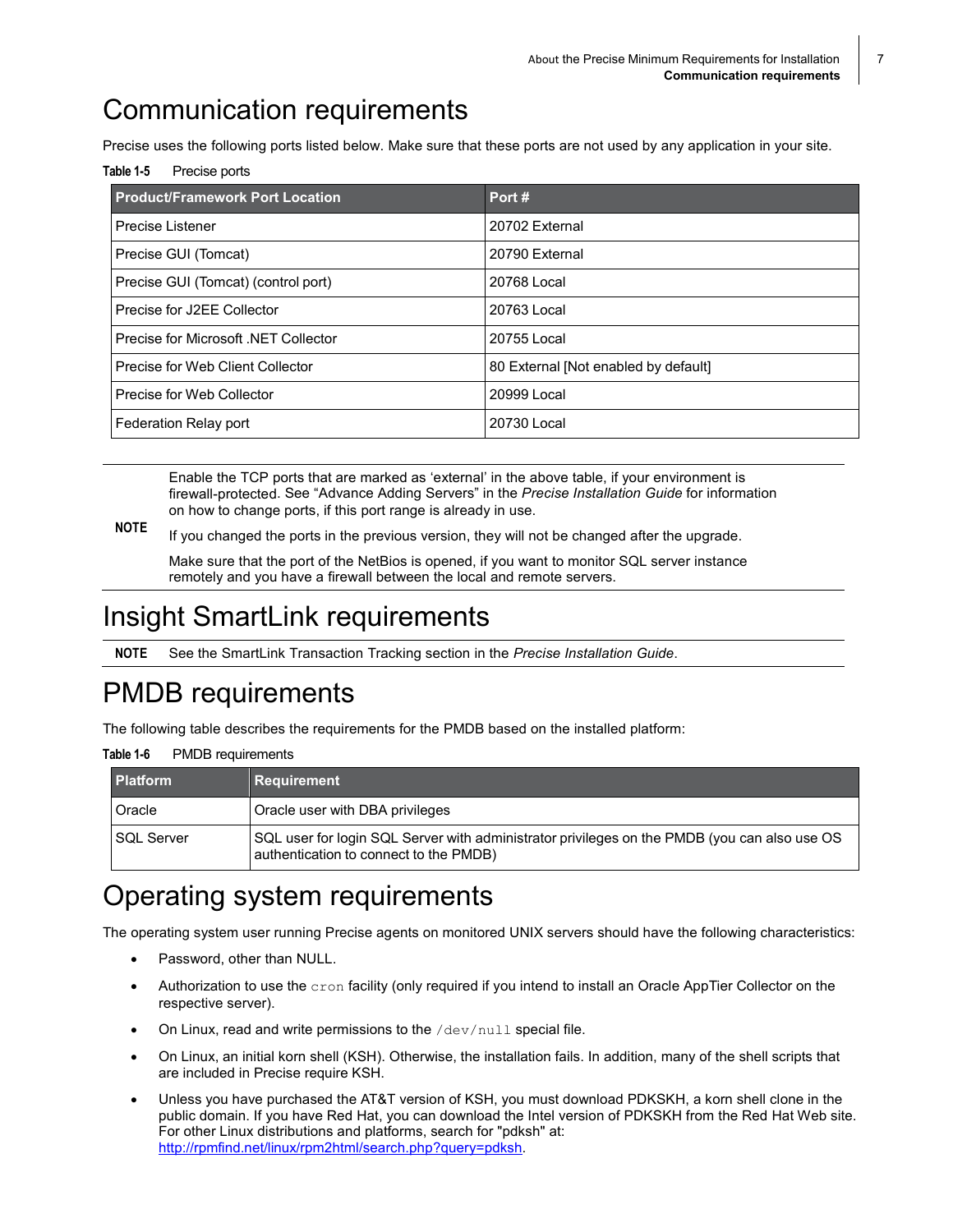# Communication requirements

Precise uses the following ports listed below. Make sure that these ports are not used by any application in your site.

**Table 1-5** Precise ports

| Product/Framework Port Location | Port # |
|---|---|
| Precise Listener | 20702 External |
| Precise GUI (Tomcat) | 20790 External |
| Precise GUI (Tomcat) (control port) | 20768 Local |
| Precise for J2EE Collector | 20763 Local |
| Precise for Microsoft .NET Collector | 20755 Local |
| Precise for Web Client Collector | 80 External [Not enabled by default] |
| Precise for Web Collector | 20999 Local |
| Federation Relay port | 20730 Local |

**NOTE**

Enable the TCP ports that are marked as 'external' in the above table, if your environment is firewall-protected. See "Advance Adding Servers" in the *Precise Installation Guide* for information on how to change ports, if this port range is already in use.

If you changed the ports in the previous version, they will not be changed after the upgrade.

Make sure that the port of the NetBios is opened, if you want to monitor SQL server instance remotely and you have a firewall between the local and remote servers.

# Insight SmartLink requirements

**NOTE** See the SmartLink Transaction Tracking section in the *Precise Installation Guide*.

# PMDB requirements

The following table describes the requirements for the PMDB based on the installed platform:

**Table 1-6** PMDB requirements

| Platform | Requirement |
|---|---|
| Oracle | Oracle user with DBA privileges |
| SQL Server | SQL user for login SQL Server with administrator privileges on the PMDB (you can also use OS authentication to connect to the PMDB) |

# Operating system requirements

The operating system user running Precise agents on monitored UNIX servers should have the following characteristics:

- Password, other than NULL.
- Authorization to use the `cron` facility (only required if you intend to install an Oracle AppTier Collector on the respective server).
- On Linux, read and write permissions to the `/dev/null` special file.
- On Linux, an initial korn shell (KSH). Otherwise, the installation fails. In addition, many of the shell scripts that are included in Precise require KSH.
- Unless you have purchased the AT&T version of KSH, you must download PDKSKH, a korn shell clone in the public domain. If you have Red Hat, you can download the Intel version of PDKSKH from the Red Hat Web site. For other Linux distributions and platforms, search for "pdksh" at: [http://rpmfind.net/linux/rpm2html/search.php?query=pdksh](http://rpmfind.net/linux/rpm2html/search.php?query=pdksh).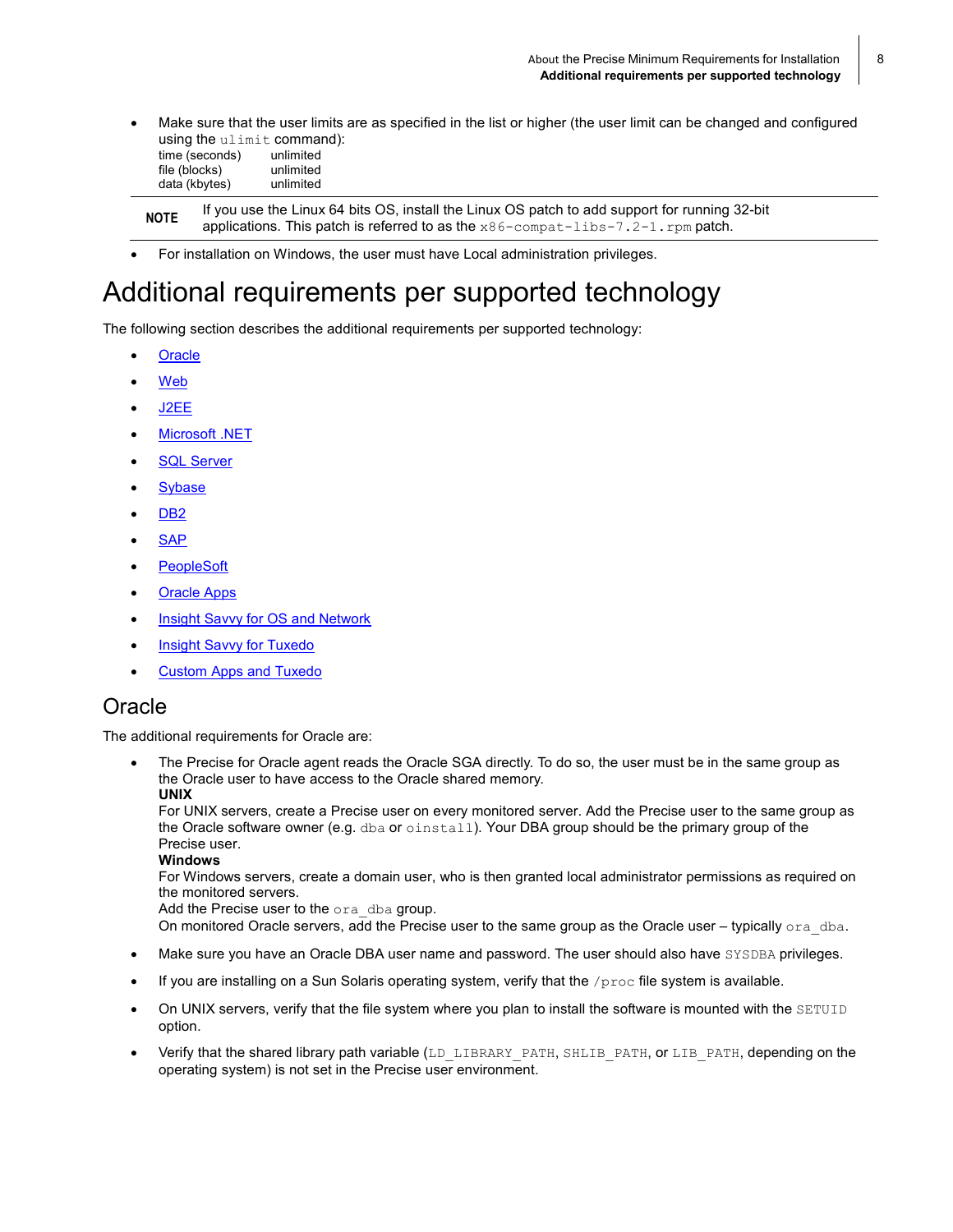- Make sure that the user limits are as specified in the list or higher (the user limit can be changed and configured using the `ulimit` command):
  time (seconds)    unlimited
  file (blocks)    unlimited
  data (kbytes)    unlimited

**NOTE** If you use the Linux 64 bits OS, install the Linux OS patch to add support for running 32-bit applications. This patch is referred to as the `x86-compat-libs-7.2-1.rpm` patch.

- For installation on Windows, the user must have Local administration privileges.

# Additional requirements per supported technology

The following section describes the additional requirements per supported technology:

- Oracle
- Web
- J2EE
- Microsoft .NET
- SQL Server
- Sybase
- DB2
- SAP
- PeopleSoft
- Oracle Apps
- Insight Savvy for OS and Network
- Insight Savvy for Tuxedo
- Custom Apps and Tuxedo

## Oracle

The additional requirements for Oracle are:

- The Precise for Oracle agent reads the Oracle SGA directly. To do so, the user must be in the same group as the Oracle user to have access to the Oracle shared memory.
  **UNIX**
  For UNIX servers, create a Precise user on every monitored server. Add the Precise user to the same group as the Oracle software owner (e.g. `dba` or `oinstall`). Your DBA group should be the primary group of the Precise user.
  **Windows**
  For Windows servers, create a domain user, who is then granted local administrator permissions as required on the monitored servers.
  Add the Precise user to the `ora_dba` group.
  On monitored Oracle servers, add the Precise user to the same group as the Oracle user – typically `ora_dba`.
- Make sure you have an Oracle DBA user name and password. The user should also have `SYSDBA` privileges.
- If you are installing on a Sun Solaris operating system, verify that the `/proc` file system is available.
- On UNIX servers, verify that the file system where you plan to install the software is mounted with the `SETUID` option.
- Verify that the shared library path variable (`LD_LIBRARY_PATH`, `SHLIB_PATH`, or `LIB_PATH`, depending on the operating system) is not set in the Precise user environment.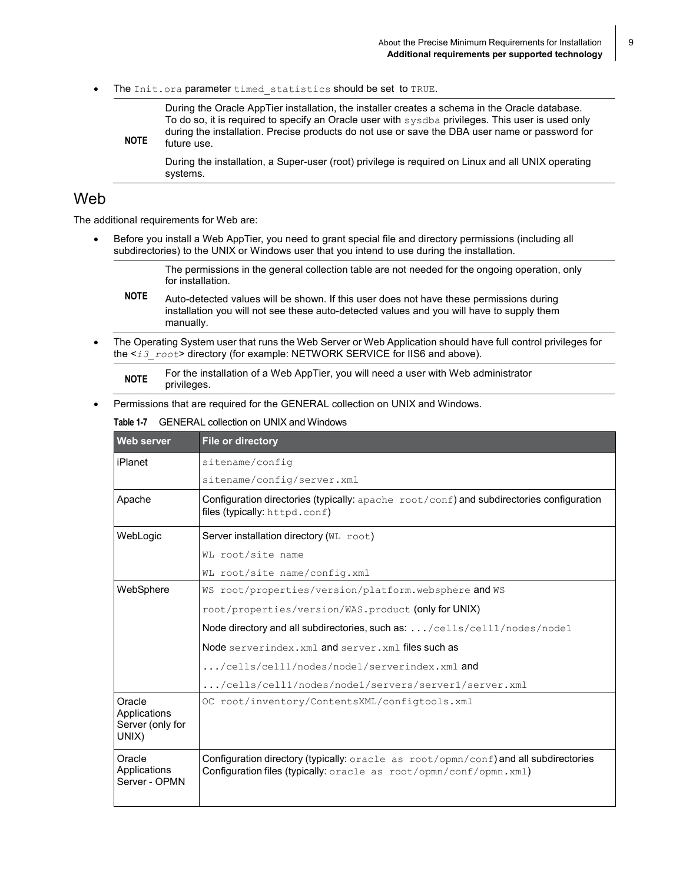- The `Init.ora` parameter `timed_statistics` should be set to `TRUE`.

> **NOTE** During the Oracle AppTier installation, the installer creates a schema in the Oracle database. To do so, it is required to specify an Oracle user with `sysdba` privileges. This user is used only during the installation. Precise products do not use or save the DBA user name or password for future use.
>
> During the installation, a Super-user (root) privilege is required on Linux and all UNIX operating systems.

## Web

The additional requirements for Web are:

- Before you install a Web AppTier, you need to grant special file and directory permissions (including all subdirectories) to the UNIX or Windows user that you intend to use during the installation.

> **NOTE** The permissions in the general collection table are not needed for the ongoing operation, only for installation.
>
> Auto-detected values will be shown. If this user does not have these permissions during installation you will not see these auto-detected values and you will have to supply them manually.

- The Operating System user that runs the Web Server or Web Application should have full control privileges for the <*i3_root*> directory (for example: NETWORK SERVICE for IIS6 and above).

> **NOTE** For the installation of a Web AppTier, you will need a user with Web administrator privileges.

- Permissions that are required for the GENERAL collection on UNIX and Windows.

**Table 1-7** GENERAL collection on UNIX and Windows

| Web server | File or directory |
|---|---|
| iPlanet | `sitename/config`<br>`sitename/config/server.xml` |
| Apache | Configuration directories (typically: `apache root/conf`) and subdirectories configuration files (typically: `httpd.conf`) |
| WebLogic | Server installation directory (`WL root`)<br>`WL root/site name`<br>`WL root/site name/config.xml` |
| WebSphere | `WS root/properties/version/platform.websphere` and `WS root/properties/version/WAS.product` (only for UNIX)<br>Node directory and all subdirectories, such as: `.../cells/cell1/nodes/node1`<br>Node `serverindex.xml` and `server.xml` files such as<br>`.../cells/cell1/nodes/node1/serverindex.xml` and<br>`.../cells/cell1/nodes/node1/servers/server1/server.xml` |
| Oracle Applications Server (only for UNIX) | `OC root/inventory/ContentsXML/configtools.xml` |
| Oracle Applications Server - OPMN | Configuration directory (typically: `oracle as root/opmn/conf`) and all subdirectories Configuration files (typically: `oracle as root/opmn/conf/opmn.xml`) |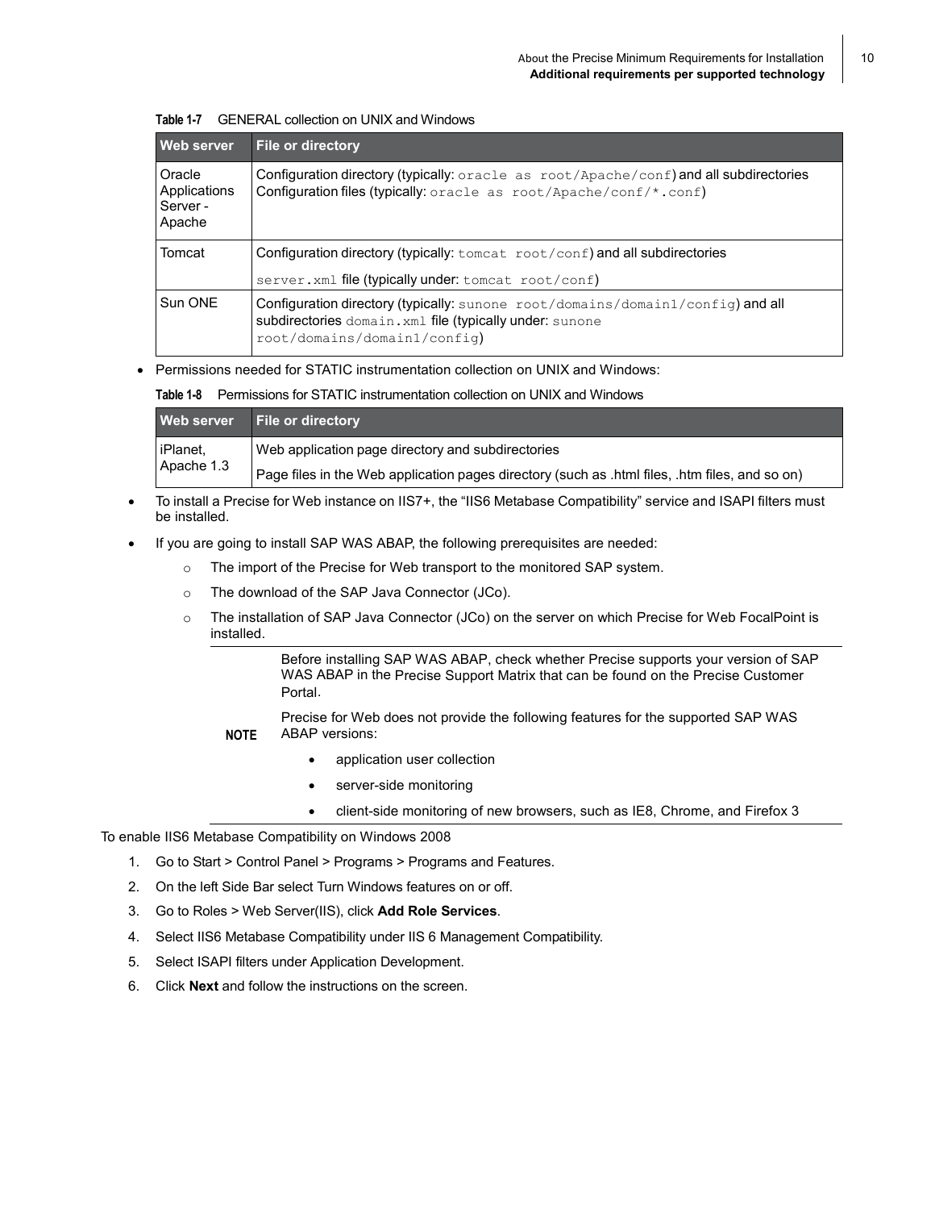**Table 1-7** GENERAL collection on UNIX and Windows

| Web server | File or directory |
| --- | --- |
| Oracle Applications Server - Apache | Configuration directory (typically: `oracle as root/Apache/conf`) and all subdirectories Configuration files (typically: `oracle as root/Apache/conf/*.conf`) |
| Tomcat | Configuration directory (typically: `tomcat root/conf`) and all subdirectories<br>`server.xml` file (typically under: `tomcat root/conf`) |
| Sun ONE | Configuration directory (typically: `sunone root/domains/domain1/config`) and all subdirectories `domain.xml` file (typically under: `sunone root/domains/domain1/config`) |

- Permissions needed for STATIC instrumentation collection on UNIX and Windows:

**Table 1-8** Permissions for STATIC instrumentation collection on UNIX and Windows

| Web server | File or directory |
| --- | --- |
| iPlanet, Apache 1.3 | Web application page directory and subdirectories<br>Page files in the Web application pages directory (such as .html files, .htm files, and so on) |

- To install a Precise for Web instance on IIS7+, the “IIS6 Metabase Compatibility” service and ISAPI filters must be installed.
- If you are going to install SAP WAS ABAP, the following prerequisites are needed:
  - The import of the Precise for Web transport to the monitored SAP system.
  - The download of the SAP Java Connector (JCo).
  - The installation of SAP Java Connector (JCo) on the server on which Precise for Web FocalPoint is installed.

> **NOTE**
>
> Before installing SAP WAS ABAP, check whether Precise supports your version of SAP WAS ABAP in the Precise Support Matrix that can be found on the Precise Customer Portal.
>
> Precise for Web does not provide the following features for the supported SAP WAS ABAP versions:
>
> - application user collection
> - server-side monitoring
> - client-side monitoring of new browsers, such as IE8, Chrome, and Firefox 3

To enable IIS6 Metabase Compatibility on Windows 2008

1. Go to Start > Control Panel > Programs > Programs and Features.
2. On the left Side Bar select Turn Windows features on or off.
3. Go to Roles > Web Server(IIS), click **Add Role Services**.
4. Select IIS6 Metabase Compatibility under IIS 6 Management Compatibility.
5. Select ISAPI filters under Application Development.
6. Click **Next** and follow the instructions on the screen.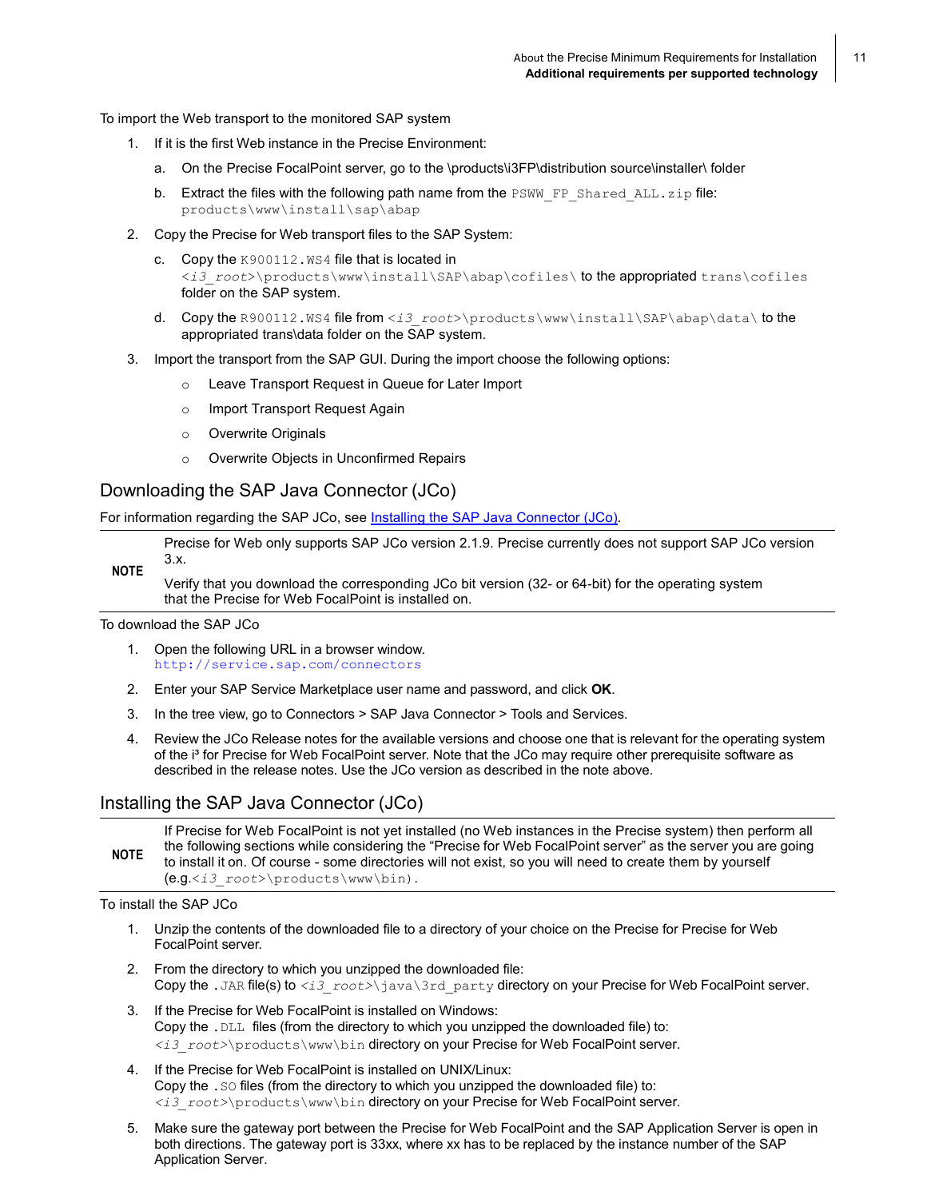To import the Web transport to the monitored SAP system

1. If it is the first Web instance in the Precise Environment:
   a. On the Precise FocalPoint server, go to the \products\i3FP\distribution source\installer\ folder
   b. Extract the files with the following path name from the `PSWW_FP_Shared_ALL.zip` file: `products\www\install\sap\abap`
2. Copy the Precise for Web transport files to the SAP System:
   c. Copy the `K900112.WS4` file that is located in `<i3_root>\products\www\install\SAP\abap\cofiles\` to the appropriated `trans\cofiles` folder on the SAP system.
   d. Copy the `R900112.WS4` file from `<i3_root>\products\www\install\SAP\abap\data\` to the appropriated trans\data folder on the SAP system.
3. Import the transport from the SAP GUI. During the import choose the following options:
   - Leave Transport Request in Queue for Later Import
   - Import Transport Request Again
   - Overwrite Originals
   - Overwrite Objects in Unconfirmed Repairs

## Downloading the SAP Java Connector (JCo)

For information regarding the SAP JCo, see Installing the SAP Java Connector (JCo).

**NOTE** Precise for Web only supports SAP JCo version 2.1.9. Precise currently does not support SAP JCo version 3.x.

Verify that you download the corresponding JCo bit version (32- or 64-bit) for the operating system that the Precise for Web FocalPoint is installed on.

To download the SAP JCo

1. Open the following URL in a browser window.
   `http://service.sap.com/connectors`
2. Enter your SAP Service Marketplace user name and password, and click **OK**.
3. In the tree view, go to Connectors > SAP Java Connector > Tools and Services.
4. Review the JCo Release notes for the available versions and choose one that is relevant for the operating system of the i³ for Precise for Web FocalPoint server. Note that the JCo may require other prerequisite software as described in the release notes. Use the JCo version as described in the note above.

## Installing the SAP Java Connector (JCo)

**NOTE** If Precise for Web FocalPoint is not yet installed (no Web instances in the Precise system) then perform all the following sections while considering the "Precise for Web FocalPoint server" as the server you are going to install it on. Of course - some directories will not exist, so you will need to create them by yourself (e.g.`<i3_root>\products\www\bin`).

To install the SAP JCo

1. Unzip the contents of the downloaded file to a directory of your choice on the Precise for Precise for Web FocalPoint server.
2. From the directory to which you unzipped the downloaded file:
   Copy the `.JAR` file(s) to `<i3_root>\java\3rd_party` directory on your Precise for Web FocalPoint server.
3. If the Precise for Web FocalPoint is installed on Windows:
   Copy the `.DLL` files (from the directory to which you unzipped the downloaded file) to:
   `<i3_root>\products\www\bin` directory on your Precise for Web FocalPoint server.
4. If the Precise for Web FocalPoint is installed on UNIX/Linux:
   Copy the `.SO` files (from the directory to which you unzipped the downloaded file) to:
   `<i3_root>\products\www\bin` directory on your Precise for Web FocalPoint server.
5. Make sure the gateway port between the Precise for Web FocalPoint and the SAP Application Server is open in both directions. The gateway port is 33xx, where xx has to be replaced by the instance number of the SAP Application Server.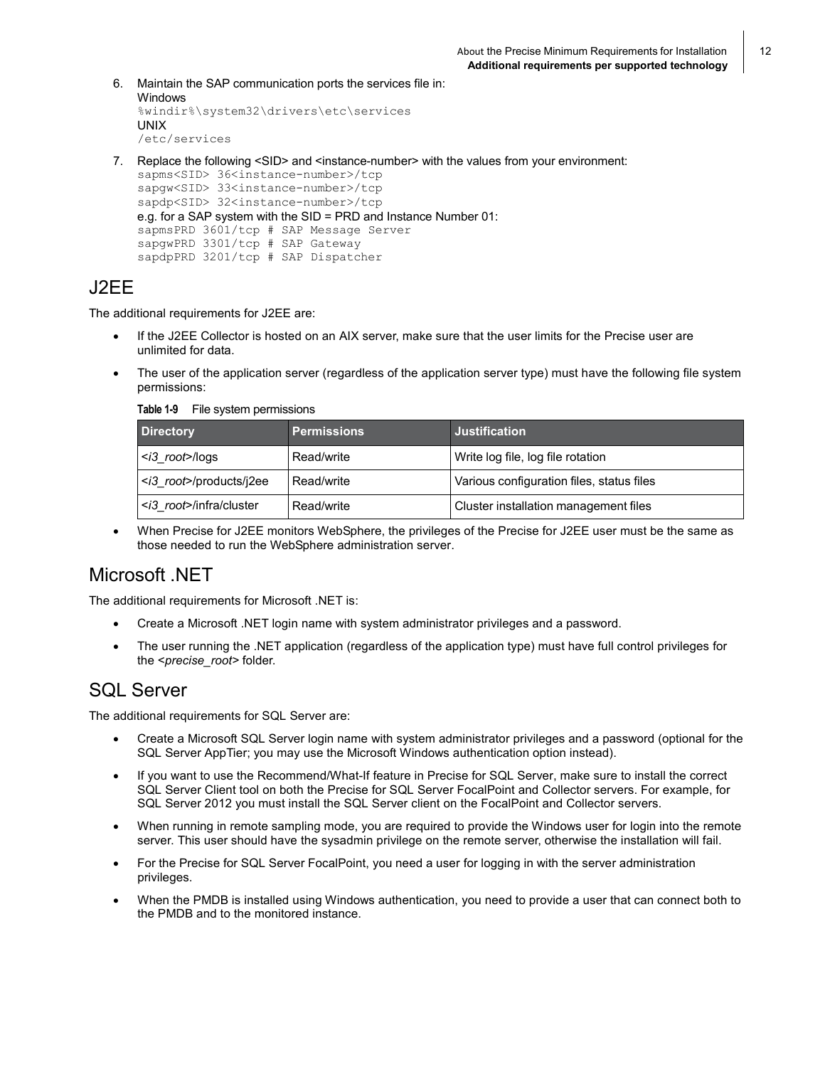6. Maintain the SAP communication ports the services file in:
   Windows
   ```
   %windir%\system32\drivers\etc\services
   ```
   UNIX
   ```
   /etc/services
   ```
7. Replace the following <SID> and <instance-number> with the values from your environment:
   ```
   sapms<SID> 36<instance-number>/tcp
   sapgw<SID> 33<instance-number>/tcp
   sapdp<SID> 32<instance-number>/tcp
   ```
   e.g. for a SAP system with the SID = PRD and Instance Number 01:
   ```
   sapmsPRD 3601/tcp # SAP Message Server
   sapgwPRD 3301/tcp # SAP Gateway
   sapdpPRD 3201/tcp # SAP Dispatcher
   ```

# J2EE

The additional requirements for J2EE are:

- If the J2EE Collector is hosted on an AIX server, make sure that the user limits for the Precise user are unlimited for data.
- The user of the application server (regardless of the application server type) must have the following file system permissions:

**Table 1-9** File system permissions

| Directory | Permissions | Justification |
|---|---|---|
| <*i3_root*>/logs | Read/write | Write log file, log file rotation |
| <*i3_root*>/products/j2ee | Read/write | Various configuration files, status files |
| <*i3_root*>/infra/cluster | Read/write | Cluster installation management files |

- When Precise for J2EE monitors WebSphere, the privileges of the Precise for J2EE user must be the same as those needed to run the WebSphere administration server.

# Microsoft .NET

The additional requirements for Microsoft .NET is:

- Create a Microsoft .NET login name with system administrator privileges and a password.
- The user running the .NET application (regardless of the application type) must have full control privileges for the <*precise_root*> folder.

# SQL Server

The additional requirements for SQL Server are:

- Create a Microsoft SQL Server login name with system administrator privileges and a password (optional for the SQL Server AppTier; you may use the Microsoft Windows authentication option instead).
- If you want to use the Recommend/What-If feature in Precise for SQL Server, make sure to install the correct SQL Server Client tool on both the Precise for SQL Server FocalPoint and Collector servers. For example, for SQL Server 2012 you must install the SQL Server client on the FocalPoint and Collector servers.
- When running in remote sampling mode, you are required to provide the Windows user for login into the remote server. This user should have the sysadmin privilege on the remote server, otherwise the installation will fail.
- For the Precise for SQL Server FocalPoint, you need a user for logging in with the server administration privileges.
- When the PMDB is installed using Windows authentication, you need to provide a user that can connect both to the PMDB and to the monitored instance.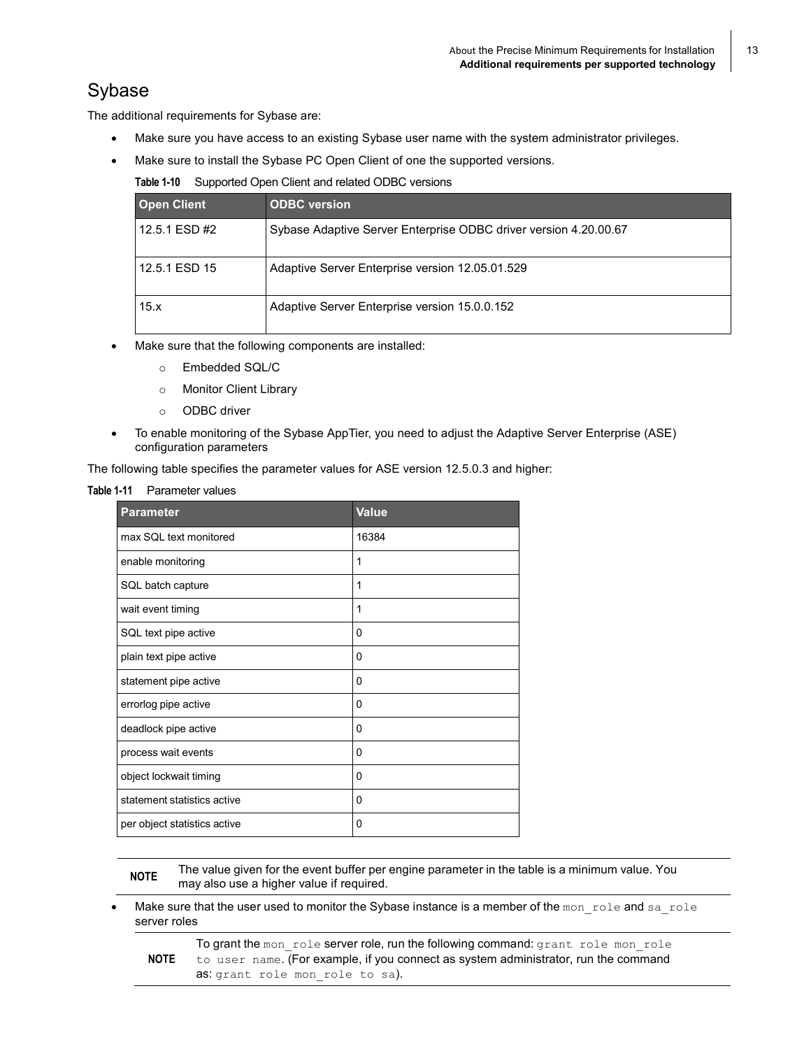# Sybase

The additional requirements for Sybase are:

- Make sure you have access to an existing Sybase user name with the system administrator privileges.
- Make sure to install the Sybase PC Open Client of one the supported versions.

**Table 1-10** Supported Open Client and related ODBC versions

| Open Client | ODBC version |
|---|---|
| 12.5.1 ESD #2 | Sybase Adaptive Server Enterprise ODBC driver version 4.20.00.67 |
| 12.5.1 ESD 15 | Adaptive Server Enterprise version 12.05.01.529 |
| 15.x | Adaptive Server Enterprise version 15.0.0.152 |

- Make sure that the following components are installed:
  - Embedded SQL/C
  - Monitor Client Library
  - ODBC driver
- To enable monitoring of the Sybase AppTier, you need to adjust the Adaptive Server Enterprise (ASE) configuration parameters

The following table specifies the parameter values for ASE version 12.5.0.3 and higher:

**Table 1-11** Parameter values

| Parameter | Value |
|---|---|
| max SQL text monitored | 16384 |
| enable monitoring | 1 |
| SQL batch capture | 1 |
| wait event timing | 1 |
| SQL text pipe active | 0 |
| plain text pipe active | 0 |
| statement pipe active | 0 |
| errorlog pipe active | 0 |
| deadlock pipe active | 0 |
| process wait events | 0 |
| object lockwait timing | 0 |
| statement statistics active | 0 |
| per object statistics active | 0 |

**NOTE** The value given for the event buffer per engine parameter in the table is a minimum value. You may also use a higher value if required.

- Make sure that the user used to monitor the Sybase instance is a member of the `mon_role` and `sa_role` server roles

**NOTE** To grant the `mon_role` server role, run the following command: `grant role mon_role to user name`. (For example, if you connect as system administrator, run the command as: `grant role mon_role to sa`).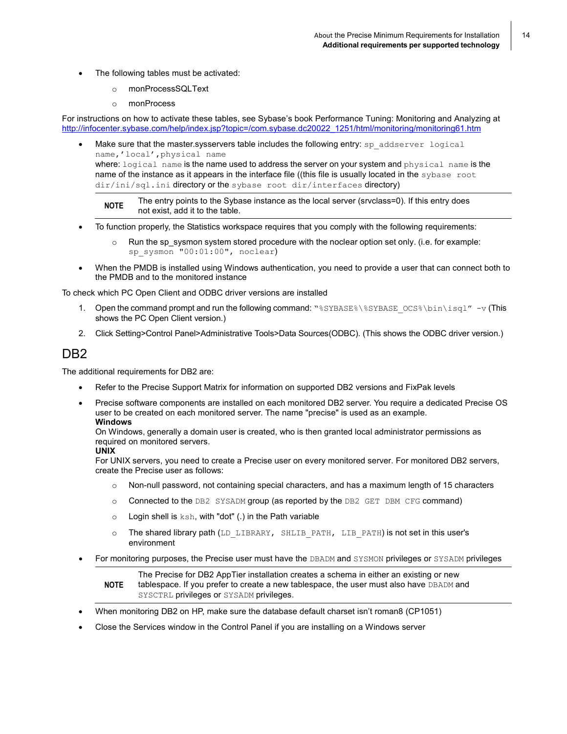- The following tables must be activated:
  - monProcessSQLText
  - monProcess

For instructions on how to activate these tables, see Sybase's book Performance Tuning: Monitoring and Analyzing at http://infocenter.sybase.com/help/index.jsp?topic=/com.sybase.dc20022_1251/html/monitoring/monitoring61.htm

- Make sure that the master.sysservers table includes the following entry: `sp_addserver logical name,'local',physical name`
  where: `logical name` is the name used to address the server on your system and `physical name` is the name of the instance as it appears in the interface file ((this file is usually located in the `sybase root dir/ini/sql.ini` directory or the `sybase root dir/interfaces` directory)

  **NOTE** The entry points to the Sybase instance as the local server (srvclass=0). If this entry does not exist, add it to the table.

- To function properly, the Statistics workspace requires that you comply with the following requirements:
  - Run the sp_sysmon system stored procedure with the noclear option set only. (i.e. for example: `sp_sysmon "00:01:00", noclear`)
- When the PMDB is installed using Windows authentication, you need to provide a user that can connect both to the PMDB and to the monitored instance

To check which PC Open Client and ODBC driver versions are installed

1. Open the command prompt and run the following command: `"%SYBASE%\%SYBASE_OCS%\bin\isql" -v` (This shows the PC Open Client version.)
2. Click Setting>Control Panel>Administrative Tools>Data Sources(ODBC). (This shows the ODBC driver version.)

# DB2

The additional requirements for DB2 are:

- Refer to the Precise Support Matrix for information on supported DB2 versions and FixPak levels
- Precise software components are installed on each monitored DB2 server. You require a dedicated Precise OS user to be created on each monitored server. The name "precise" is used as an example.
  **Windows**
  On Windows, generally a domain user is created, who is then granted local administrator permissions as required on monitored servers.
  **UNIX**
  For UNIX servers, you need to create a Precise user on every monitored server. For monitored DB2 servers, create the Precise user as follows:
  - Non-null password, not containing special characters, and has a maximum length of 15 characters
  - Connected to the `DB2 SYSADM` group (as reported by the `DB2 GET DBM CFG` command)
  - Login shell is `ksh`, with "dot" (.) in the Path variable
  - The shared library path (`LD_LIBRARY, SHLIB_PATH, LIB_PATH`) is not set in this user's environment
- For monitoring purposes, the Precise user must have the `DBADM` and `SYSMON` privileges or `SYSADM` privileges

  **NOTE** The Precise for DB2 AppTier installation creates a schema in either an existing or new tablespace. If you prefer to create a new tablespace, the user must also have `DBADM` and `SYSCTRL` privileges or `SYSADM` privileges.

- When monitoring DB2 on HP, make sure the database default charset isn't roman8 (CP1051)
- Close the Services window in the Control Panel if you are installing on a Windows server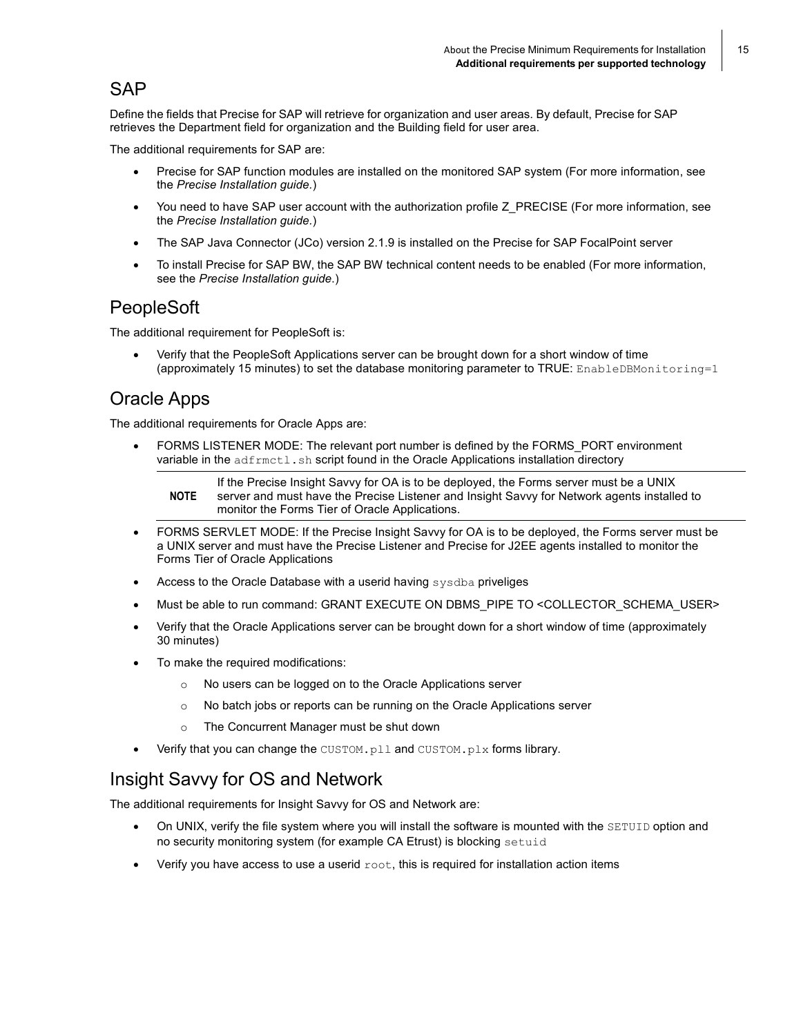## SAP

Define the fields that Precise for SAP will retrieve for organization and user areas. By default, Precise for SAP retrieves the Department field for organization and the Building field for user area.

The additional requirements for SAP are:

- Precise for SAP function modules are installed on the monitored SAP system (For more information, see the *Precise Installation guide.*)
- You need to have SAP user account with the authorization profile Z_PRECISE (For more information, see the *Precise Installation guide.*)
- The SAP Java Connector (JCo) version 2.1.9 is installed on the Precise for SAP FocalPoint server
- To install Precise for SAP BW, the SAP BW technical content needs to be enabled (For more information, see the *Precise Installation guide.*)

## PeopleSoft

The additional requirement for PeopleSoft is:

- Verify that the PeopleSoft Applications server can be brought down for a short window of time (approximately 15 minutes) to set the database monitoring parameter to TRUE: `EnableDBMonitoring=1`

## Oracle Apps

The additional requirements for Oracle Apps are:

- FORMS LISTENER MODE: The relevant port number is defined by the FORMS_PORT environment variable in the `adfrmctl.sh` script found in the Oracle Applications installation directory

  > **NOTE** If the Precise Insight Savvy for OA is to be deployed, the Forms server must be a UNIX server and must have the Precise Listener and Insight Savvy for Network agents installed to monitor the Forms Tier of Oracle Applications.

- FORMS SERVLET MODE: If the Precise Insight Savvy for OA is to be deployed, the Forms server must be a UNIX server and must have the Precise Listener and Precise for J2EE agents installed to monitor the Forms Tier of Oracle Applications
- Access to the Oracle Database with a userid having `sysdba` priveliges
- Must be able to run command: GRANT EXECUTE ON DBMS_PIPE TO <COLLECTOR_SCHEMA_USER>
- Verify that the Oracle Applications server can be brought down for a short window of time (approximately 30 minutes)
- To make the required modifications:
  - No users can be logged on to the Oracle Applications server
  - No batch jobs or reports can be running on the Oracle Applications server
  - The Concurrent Manager must be shut down
- Verify that you can change the `CUSTOM.pll` and `CUSTOM.plx` forms library.

## Insight Savvy for OS and Network

The additional requirements for Insight Savvy for OS and Network are:

- On UNIX, verify the file system where you will install the software is mounted with the `SETUID` option and no security monitoring system (for example CA Etrust) is blocking `setuid`
- Verify you have access to use a userid `root`, this is required for installation action items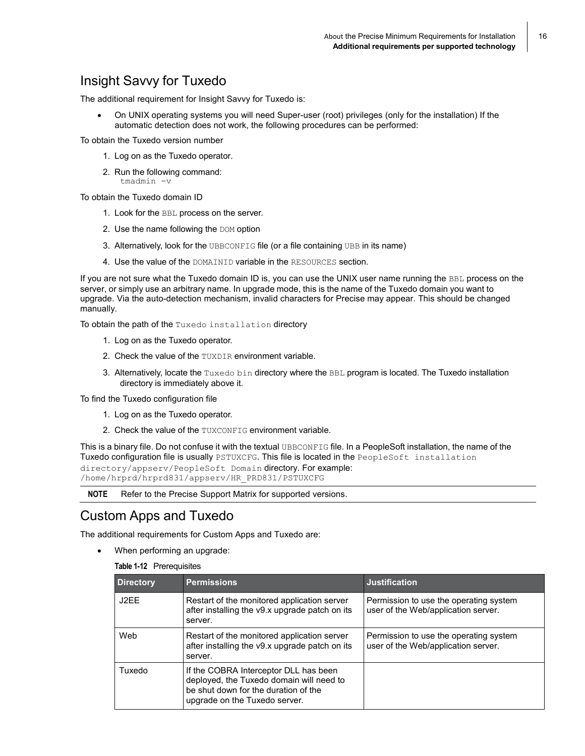## Insight Savvy for Tuxedo

The additional requirement for Insight Savvy for Tuxedo is:

- On UNIX operating systems you will need Super-user (root) privileges (only for the installation) If the automatic detection does not work, the following procedures can be performed:

To obtain the Tuxedo version number

1. Log on as the Tuxedo operator.
2. Run the following command:
   `tmadmin -v`

To obtain the Tuxedo domain ID

1. Look for the `BBL` process on the server.
2. Use the name following the `DOM` option
3. Alternatively, look for the `UBBCONFIG` file (or a file containing `UBB` in its name)
4. Use the value of the `DOMAINID` variable in the `RESOURCES` section.

If you are not sure what the Tuxedo domain ID is, you can use the UNIX user name running the `BBL` process on the server, or simply use an arbitrary name. In upgrade mode, this is the name of the Tuxedo domain you want to upgrade. Via the auto-detection mechanism, invalid characters for Precise may appear. This should be changed manually.

To obtain the path of the `Tuxedo installation` directory

1. Log on as the Tuxedo operator.
2. Check the value of the `TUXDIR` environment variable.
3. Alternatively, locate the `Tuxedo bin` directory where the `BBL` program is located. The Tuxedo installation directory is immediately above it.

To find the Tuxedo configuration file

1. Log on as the Tuxedo operator.
2. Check the value of the `TUXCONFIG` environment variable.

This is a binary file. Do not confuse it with the textual `UBBCONFIG` file. In a PeopleSoft installation, the name of the Tuxedo configuration file is usually `PSTUXCFG`. This file is located in the `PeopleSoft installation directory/appserv/PeopleSoft Domain` directory. For example: `/home/hrprd/hrprd831/appserv/HR_PRD831/PSTUXCFG`

**NOTE** Refer to the Precise Support Matrix for supported versions.

## Custom Apps and Tuxedo

The additional requirements for Custom Apps and Tuxedo are:

- When performing an upgrade:

**Table 1-12** Prerequisites

| Directory | Permissions | Justification |
|---|---|---|
| J2EE | Restart of the monitored application server after installing the v9.x upgrade patch on its server. | Permission to use the operating system user of the Web/application server. |
| Web | Restart of the monitored application server after installing the v9.x upgrade patch on its server. | Permission to use the operating system user of the Web/application server. |
| Tuxedo | If the COBRA Interceptor DLL has been deployed, the Tuxedo domain will need to be shut down for the duration of the upgrade on the Tuxedo server. | |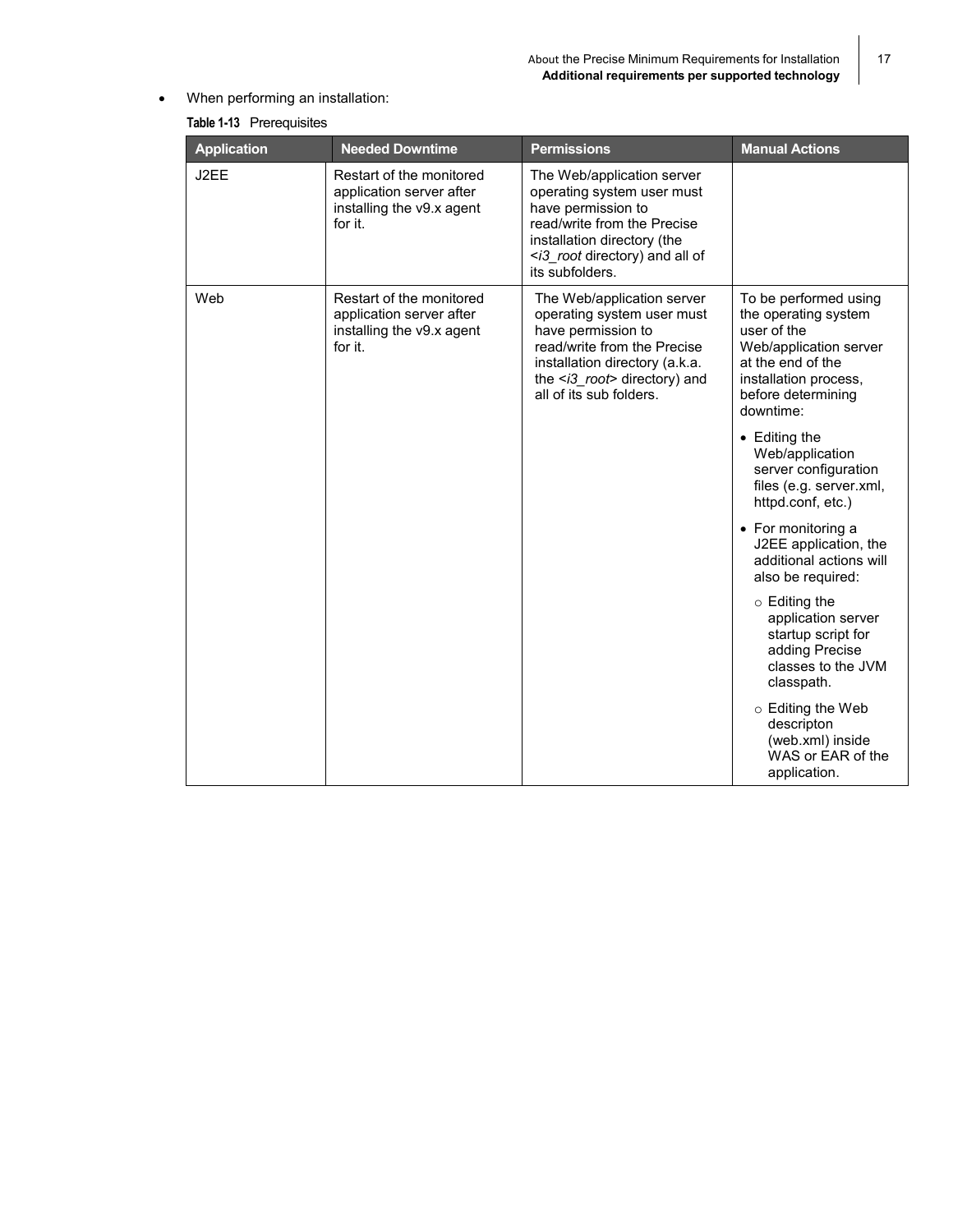- When performing an installation:

**Table 1-13** Prerequisites

| Application | Needed Downtime | Permissions | Manual Actions |
|---|---|---|---|
| J2EE | Restart of the monitored application server after installing the v9.x agent for it. | The Web/application server operating system user must have permission to read/write from the Precise installation directory (the <*i3_root* directory) and all of its subfolders. | |
| Web | Restart of the monitored application server after installing the v9.x agent for it. | The Web/application server operating system user must have permission to read/write from the Precise installation directory (a.k.a. the <*i3_root*> directory) and all of its sub folders. | To be performed using the operating system user of the Web/application server at the end of the installation process, before determining downtime:<br>• Editing the Web/application server configuration files (e.g. server.xml, httpd.conf, etc.)<br>• For monitoring a J2EE application, the additional actions will also be required:<br>○ Editing the application server startup script for adding Precise classes to the JVM classpath.<br>○ Editing the Web descripton (web.xml) inside WAS or EAR of the application. |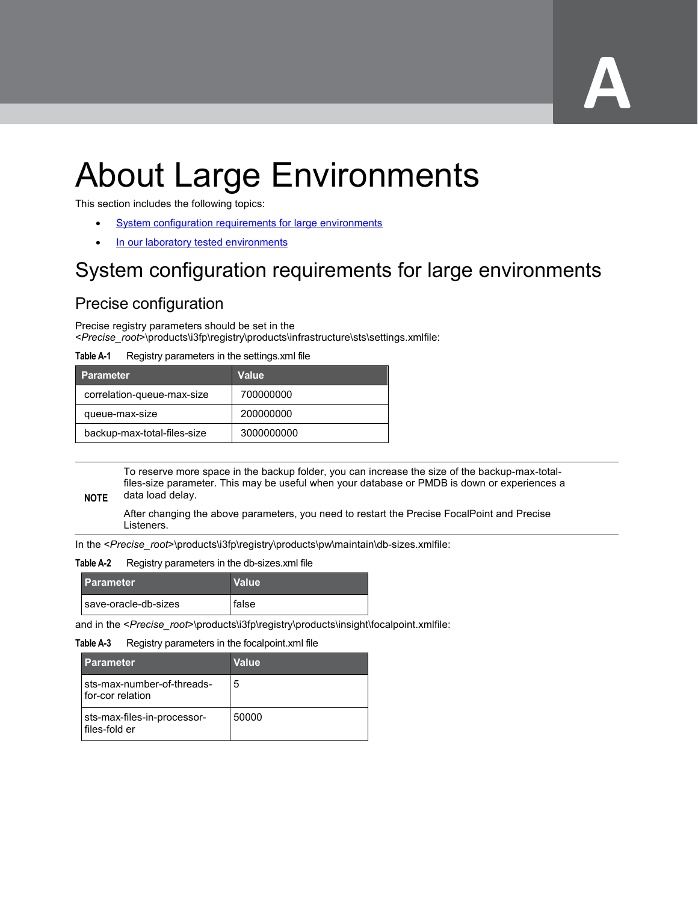# About Large Environments

This section includes the following topics:

- System configuration requirements for large environments
- In our laboratory tested environments

## System configuration requirements for large environments

### Precise configuration

Precise registry parameters should be set in the <*Precise_root*>\products\i3fp\registry\products\infrastructure\sts\settings.xmlfile:

**Table A-1** Registry parameters in the settings.xml file

| Parameter | Value |
|---|---|
| correlation-queue-max-size | 700000000 |
| queue-max-size | 200000000 |
| backup-max-total-files-size | 3000000000 |

**NOTE** To reserve more space in the backup folder, you can increase the size of the backup-max-total-files-size parameter. This may be useful when your database or PMDB is down or experiences a data load delay.

After changing the above parameters, you need to restart the Precise FocalPoint and Precise Listeners.

In the <*Precise_root*>\products\i3fp\registry\products\pw\maintain\db-sizes.xmlfile:

**Table A-2** Registry parameters in the db-sizes.xml file

| Parameter | Value |
|---|---|
| save-oracle-db-sizes | false |

and in the <*Precise_root*>\products\i3fp\registry\products\insight\focalpoint.xmlfile:

**Table A-3** Registry parameters in the focalpoint.xml file

| Parameter | Value |
|---|---|
| sts-max-number-of-threads-for-cor relation | 5 |
| sts-max-files-in-processor-files-fold er | 50000 |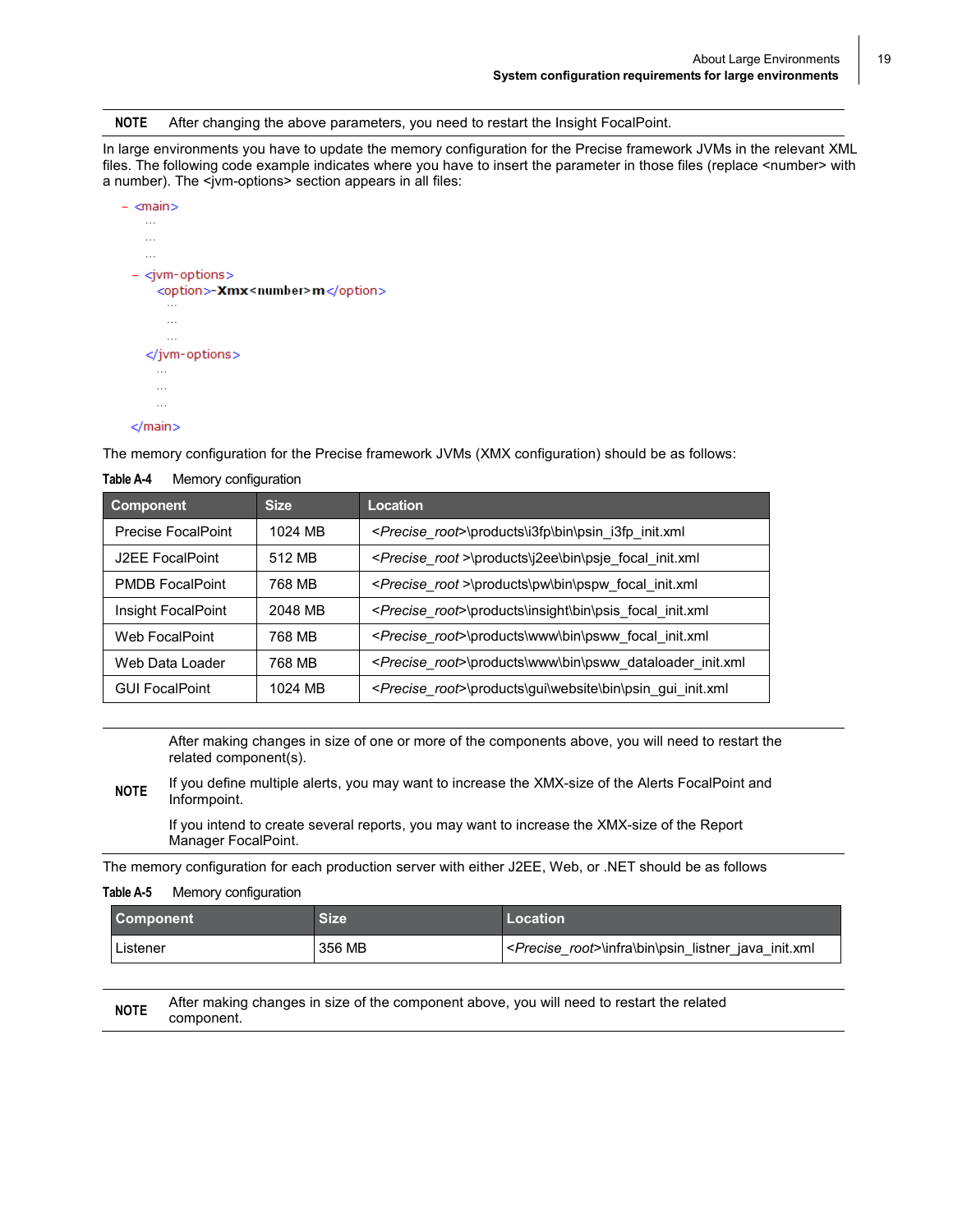**NOTE** After changing the above parameters, you need to restart the Insight FocalPoint.

In large environments you have to update the memory configuration for the Precise framework JVMs in the relevant XML files. The following code example indicates where you have to insert the parameter in those files (replace <number> with a number). The <jvm-options> section appears in all files:

```
- <main>
    ...
    ...
    ...
  - <jvm-options>
      <option>-Xmx<number>m</option>
        ...
        ...
        ...
    </jvm-options>
    ...
    ...
    ...
</main>
```

The memory configuration for the Precise framework JVMs (XMX configuration) should be as follows:

**Table A-4** Memory configuration

| Component | Size | Location |
|---|---|---|
| Precise FocalPoint | 1024 MB | <*Precise_root*>\products\i3fp\bin\psin_i3fp_init.xml |
| J2EE FocalPoint | 512 MB | <*Precise_root* >\products\j2ee\bin\psje_focal_init.xml |
| PMDB FocalPoint | 768 MB | <*Precise_root* >\products\pw\bin\pspw_focal_init.xml |
| Insight FocalPoint | 2048 MB | <*Precise_root*>\products\insight\bin\psis_focal_init.xml |
| Web FocalPoint | 768 MB | <*Precise_root*>\products\www\bin\psww_focal_init.xml |
| Web Data Loader | 768 MB | <*Precise_root*>\products\www\bin\psww_dataloader_init.xml |
| GUI FocalPoint | 1024 MB | <*Precise_root*>\products\gui\website\bin\psin_gui_init.xml |

**NOTE**

After making changes in size of one or more of the components above, you will need to restart the related component(s).

If you define multiple alerts, you may want to increase the XMX-size of the Alerts FocalPoint and Informpoint.

If you intend to create several reports, you may want to increase the XMX-size of the Report Manager FocalPoint.

The memory configuration for each production server with either J2EE, Web, or .NET should be as follows

**Table A-5** Memory configuration

| Component | Size | Location |
|---|---|---|
| Listener | 356 MB | <*Precise_root*>\infra\bin\psin_listner_java_init.xml |

**NOTE** After making changes in size of the component above, you will need to restart the related component.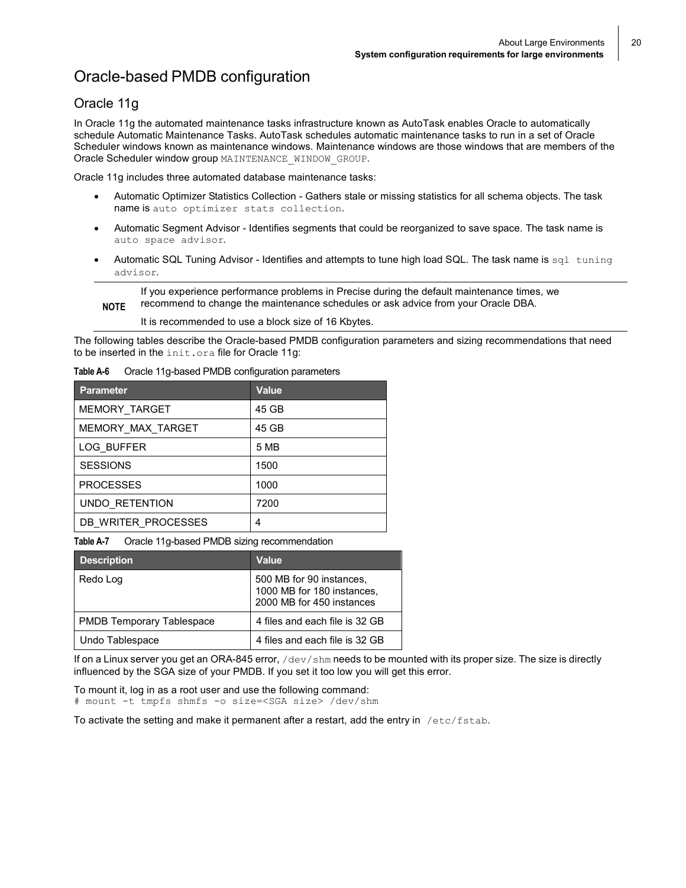# Oracle-based PMDB configuration

## Oracle 11g

In Oracle 11g the automated maintenance tasks infrastructure known as AutoTask enables Oracle to automatically schedule Automatic Maintenance Tasks. AutoTask schedules automatic maintenance tasks to run in a set of Oracle Scheduler windows known as maintenance windows. Maintenance windows are those windows that are members of the Oracle Scheduler window group `MAINTENANCE_WINDOW_GROUP`.

Oracle 11g includes three automated database maintenance tasks:

- Automatic Optimizer Statistics Collection - Gathers stale or missing statistics for all schema objects. The task name is `auto optimizer stats collection`.
- Automatic Segment Advisor - Identifies segments that could be reorganized to save space. The task name is `auto space advisor`.
- Automatic SQL Tuning Advisor - Identifies and attempts to tune high load SQL. The task name is `sql tuning advisor`.

**NOTE** If you experience performance problems in Precise during the default maintenance times, we recommend to change the maintenance schedules or ask advice from your Oracle DBA.

It is recommended to use a block size of 16 Kbytes.

The following tables describe the Oracle-based PMDB configuration parameters and sizing recommendations that need to be inserted in the `init.ora` file for Oracle 11g:

**Table A-6** Oracle 11g-based PMDB configuration parameters

| Parameter | Value |
|---|---|
| MEMORY_TARGET | 45 GB |
| MEMORY_MAX_TARGET | 45 GB |
| LOG_BUFFER | 5 MB |
| SESSIONS | 1500 |
| PROCESSES | 1000 |
| UNDO_RETENTION | 7200 |
| DB_WRITER_PROCESSES | 4 |

**Table A-7** Oracle 11g-based PMDB sizing recommendation

| Description | Value |
|---|---|
| Redo Log | 500 MB for 90 instances, 1000 MB for 180 instances, 2000 MB for 450 instances |
| PMDB Temporary Tablespace | 4 files and each file is 32 GB |
| Undo Tablespace | 4 files and each file is 32 GB |

If on a Linux server you get an ORA-845 error, `/dev/shm` needs to be mounted with its proper size. The size is directly influenced by the SGA size of your PMDB. If you set it too low you will get this error.

To mount it, log in as a root user and use the following command:

```
# mount -t tmpfs shmfs -o size=<SGA size> /dev/shm
```

To activate the setting and make it permanent after a restart, add the entry in `/etc/fstab`.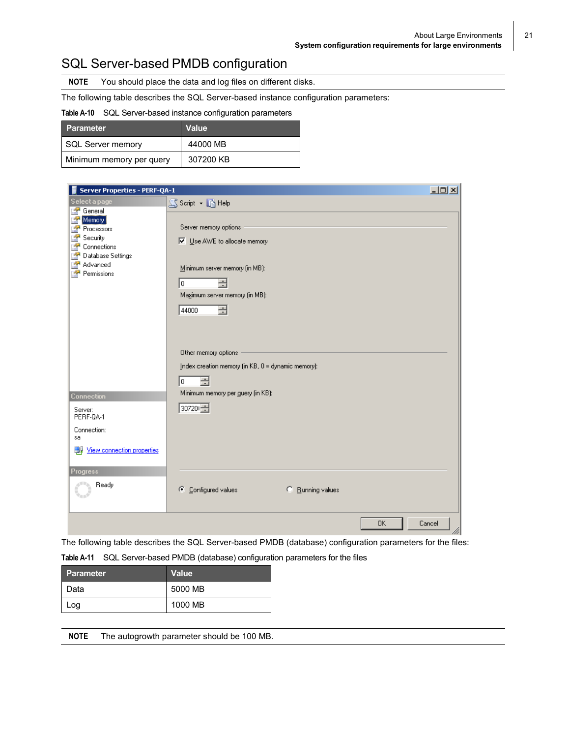# SQL Server-based PMDB configuration

**NOTE** You should place the data and log files on different disks.

The following table describes the SQL Server-based instance configuration parameters:

**Table A-10** SQL Server-based instance configuration parameters

| Parameter | Value |
|---|---|
| SQL Server memory | 44000 MB |
| Minimum memory per query | 307200 KB |

The following table describes the SQL Server-based PMDB (database) configuration parameters for the files:

**Table A-11** SQL Server-based PMDB (database) configuration parameters for the files

| Parameter | Value |
|---|---|
| Data | 5000 MB |
| Log | 1000 MB |

**NOTE** The autogrowth parameter should be 100 MB.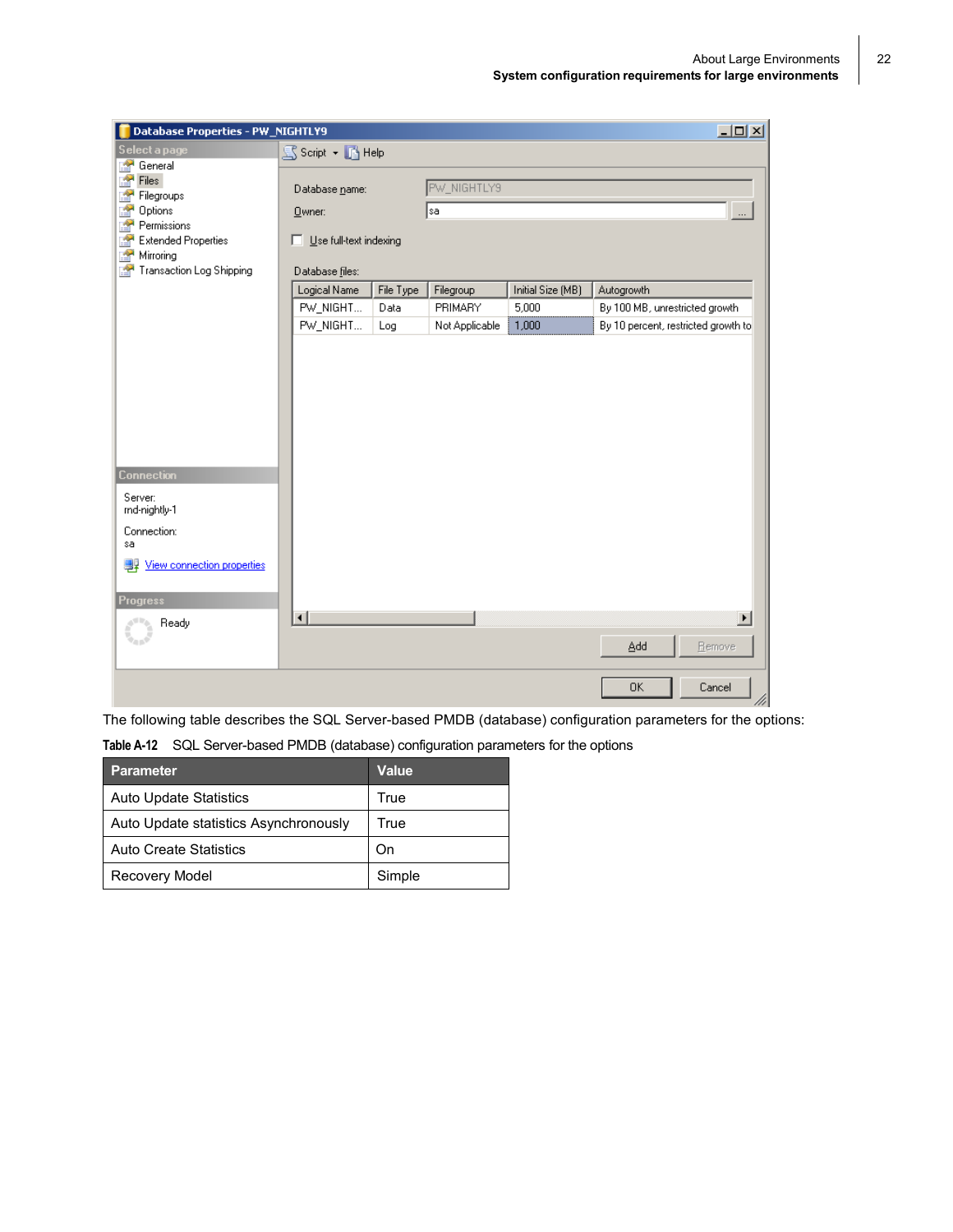The following table describes the SQL Server-based PMDB (database) configuration parameters for the options:

**Table A-12** SQL Server-based PMDB (database) configuration parameters for the options

| Parameter | Value |
|---|---|
| Auto Update Statistics | True |
| Auto Update statistics Asynchronously | True |
| Auto Create Statistics | On |
| Recovery Model | Simple |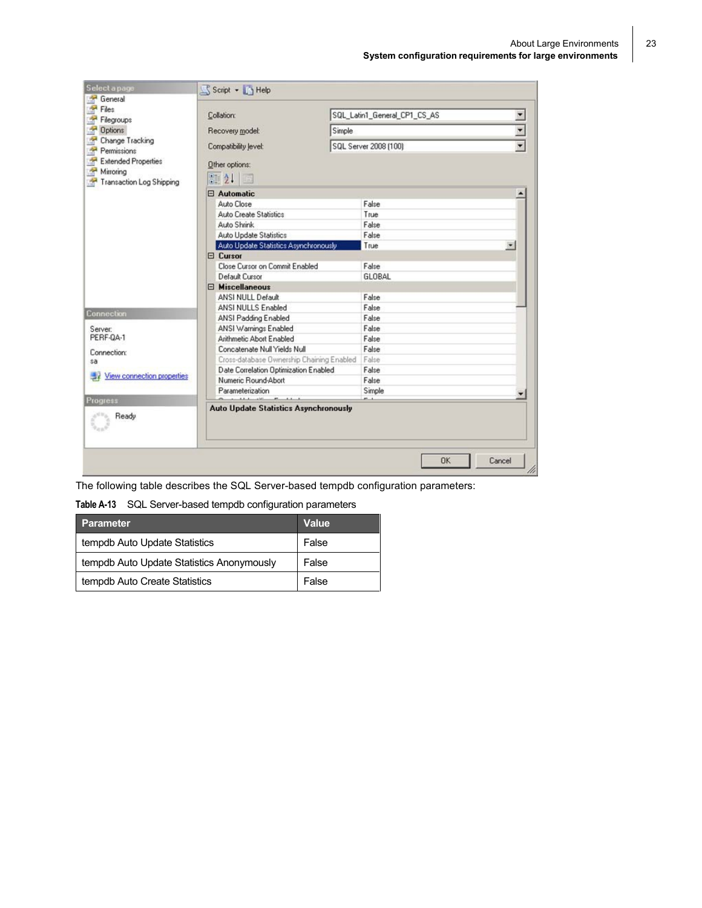The following table describes the SQL Server-based tempdb configuration parameters:

**Table A-13** SQL Server-based tempdb configuration parameters

| Parameter | Value |
| --- | --- |
| tempdb Auto Update Statistics | False |
| tempdb Auto Update Statistics Anonymously | False |
| tempdb Auto Create Statistics | False |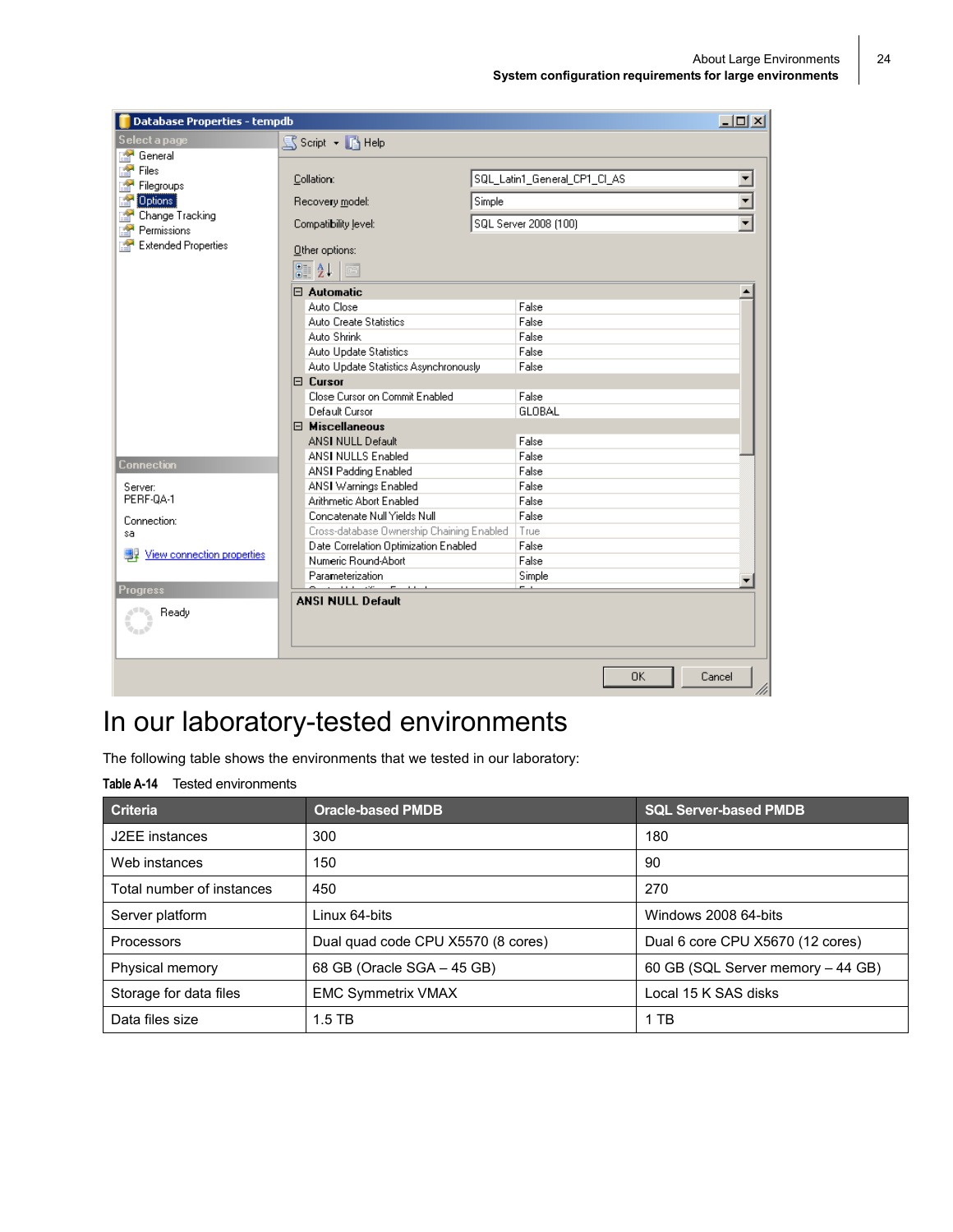# In our laboratory-tested environments

The following table shows the environments that we tested in our laboratory:

**Table A-14** Tested environments

| Criteria | Oracle-based PMDB | SQL Server-based PMDB |
|---|---|---|
| J2EE instances | 300 | 180 |
| Web instances | 150 | 90 |
| Total number of instances | 450 | 270 |
| Server platform | Linux 64-bits | Windows 2008 64-bits |
| Processors | Dual quad code CPU X5570 (8 cores) | Dual 6 core CPU X5670 (12 cores) |
| Physical memory | 68 GB (Oracle SGA – 45 GB) | 60 GB (SQL Server memory – 44 GB) |
| Storage for data files | EMC Symmetrix VMAX | Local 15 K SAS disks |
| Data files size | 1.5 TB | 1 TB |